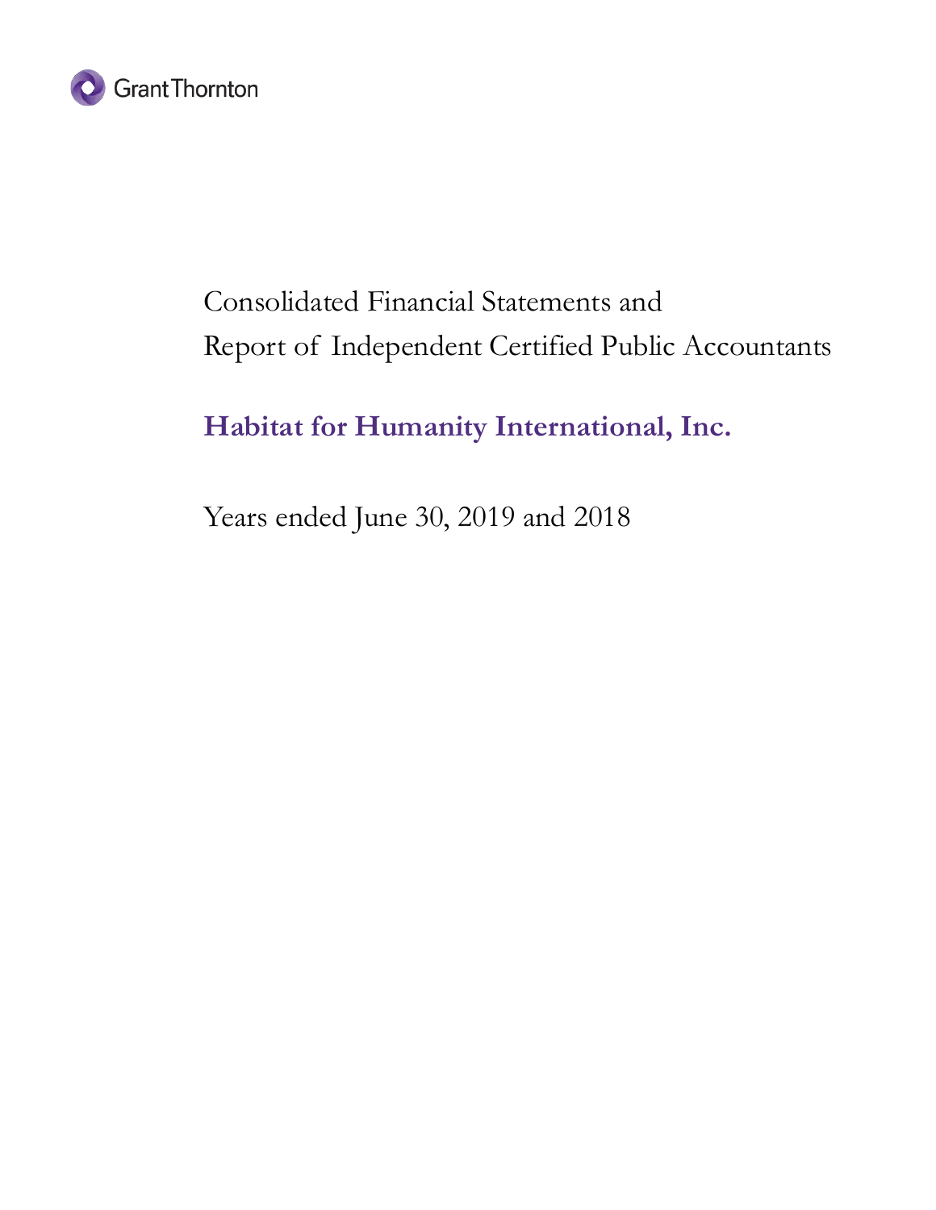Grant Thornton

Consolidated Financial Statements and
Report of Independent Certified Public Accountants

# Habitat for Humanity International, Inc.

Years ended June 30, 2019 and 2018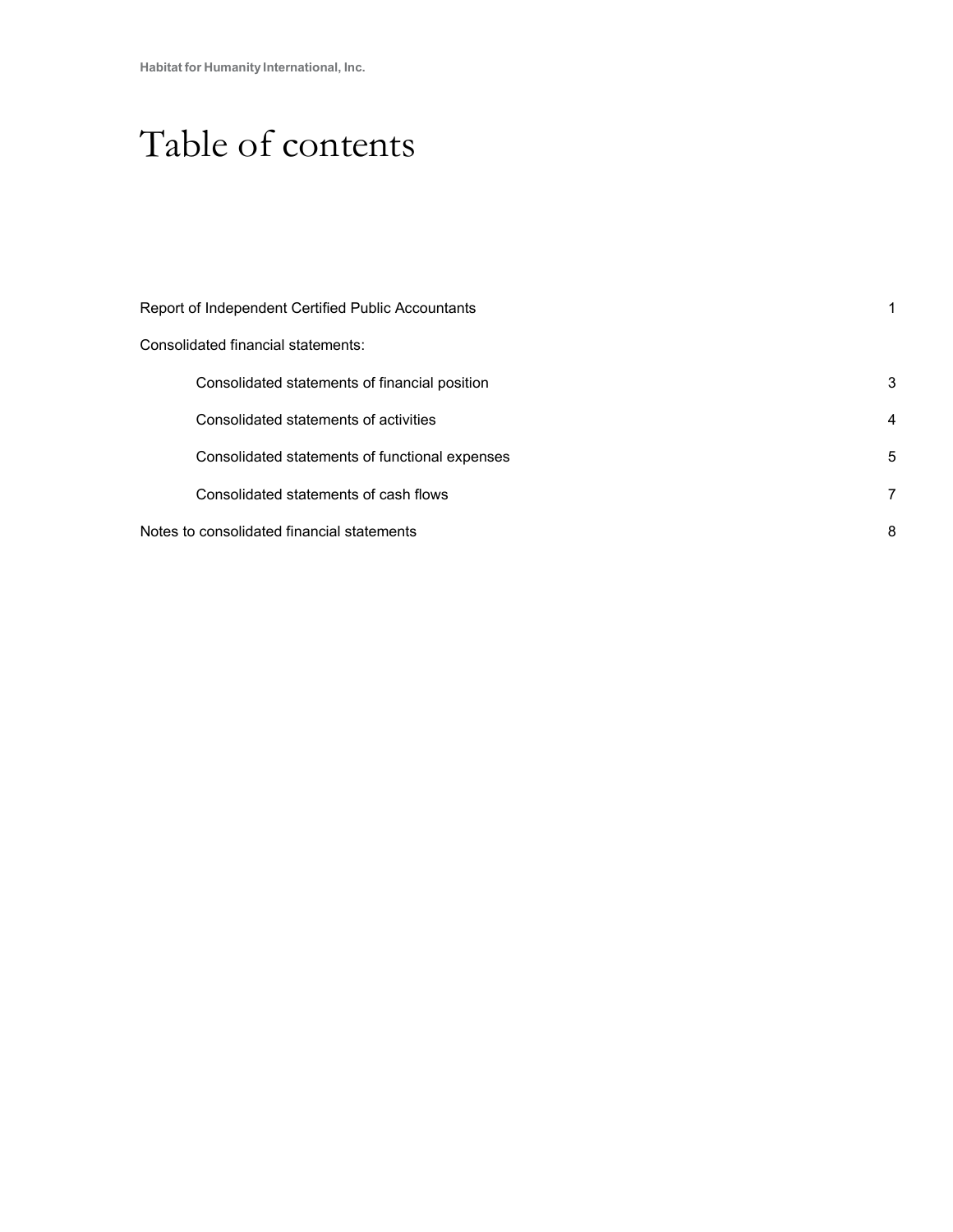# Table of contents

| | |
|---|---|
| Report of Independent Certified Public Accountants | 1 |
| Consolidated financial statements: | |
| Consolidated statements of financial position | 3 |
| Consolidated statements of activities | 4 |
| Consolidated statements of functional expenses | 5 |
| Consolidated statements of cash flows | 7 |
| Notes to consolidated financial statements | 8 |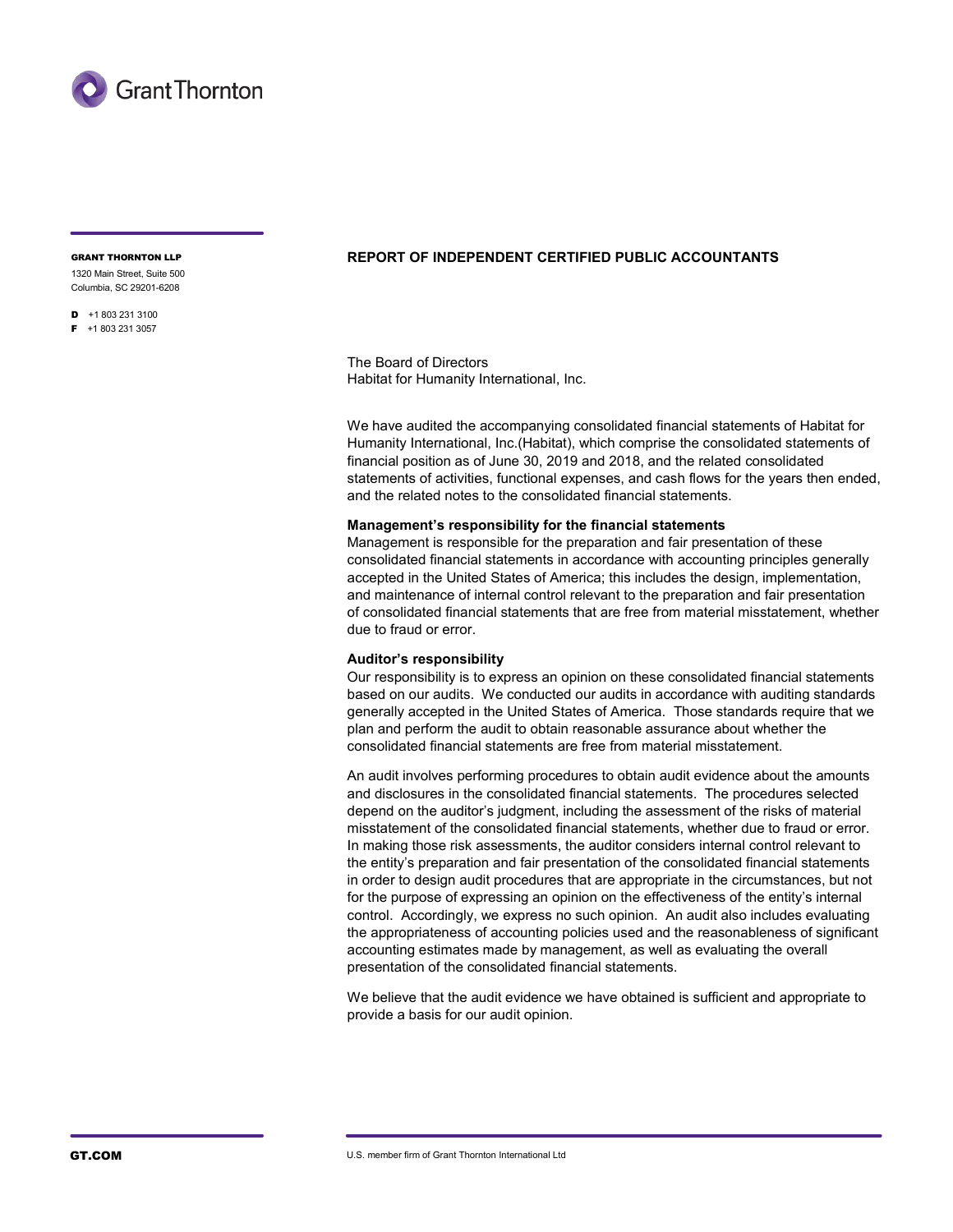GRANT THORNTON LLP
1320 Main Street, Suite 500
Columbia, SC 29201-6208

D +1 803 231 3100
F +1 803 231 3057

## REPORT OF INDEPENDENT CERTIFIED PUBLIC ACCOUNTANTS

The Board of Directors
Habitat for Humanity International, Inc.

We have audited the accompanying consolidated financial statements of Habitat for Humanity International, Inc.(Habitat), which comprise the consolidated statements of financial position as of June 30, 2019 and 2018, and the related consolidated statements of activities, functional expenses, and cash flows for the years then ended, and the related notes to the consolidated financial statements.

**Management's responsibility for the financial statements**

Management is responsible for the preparation and fair presentation of these consolidated financial statements in accordance with accounting principles generally accepted in the United States of America; this includes the design, implementation, and maintenance of internal control relevant to the preparation and fair presentation of consolidated financial statements that are free from material misstatement, whether due to fraud or error.

**Auditor's responsibility**

Our responsibility is to express an opinion on these consolidated financial statements based on our audits. We conducted our audits in accordance with auditing standards generally accepted in the United States of America. Those standards require that we plan and perform the audit to obtain reasonable assurance about whether the consolidated financial statements are free from material misstatement.

An audit involves performing procedures to obtain audit evidence about the amounts and disclosures in the consolidated financial statements. The procedures selected depend on the auditor's judgment, including the assessment of the risks of material misstatement of the consolidated financial statements, whether due to fraud or error. In making those risk assessments, the auditor considers internal control relevant to the entity's preparation and fair presentation of the consolidated financial statements in order to design audit procedures that are appropriate in the circumstances, but not for the purpose of expressing an opinion on the effectiveness of the entity's internal control. Accordingly, we express no such opinion. An audit also includes evaluating the appropriateness of accounting policies used and the reasonableness of significant accounting estimates made by management, as well as evaluating the overall presentation of the consolidated financial statements.

We believe that the audit evidence we have obtained is sufficient and appropriate to provide a basis for our audit opinion.

GT.COM

U.S. member firm of Grant Thornton International Ltd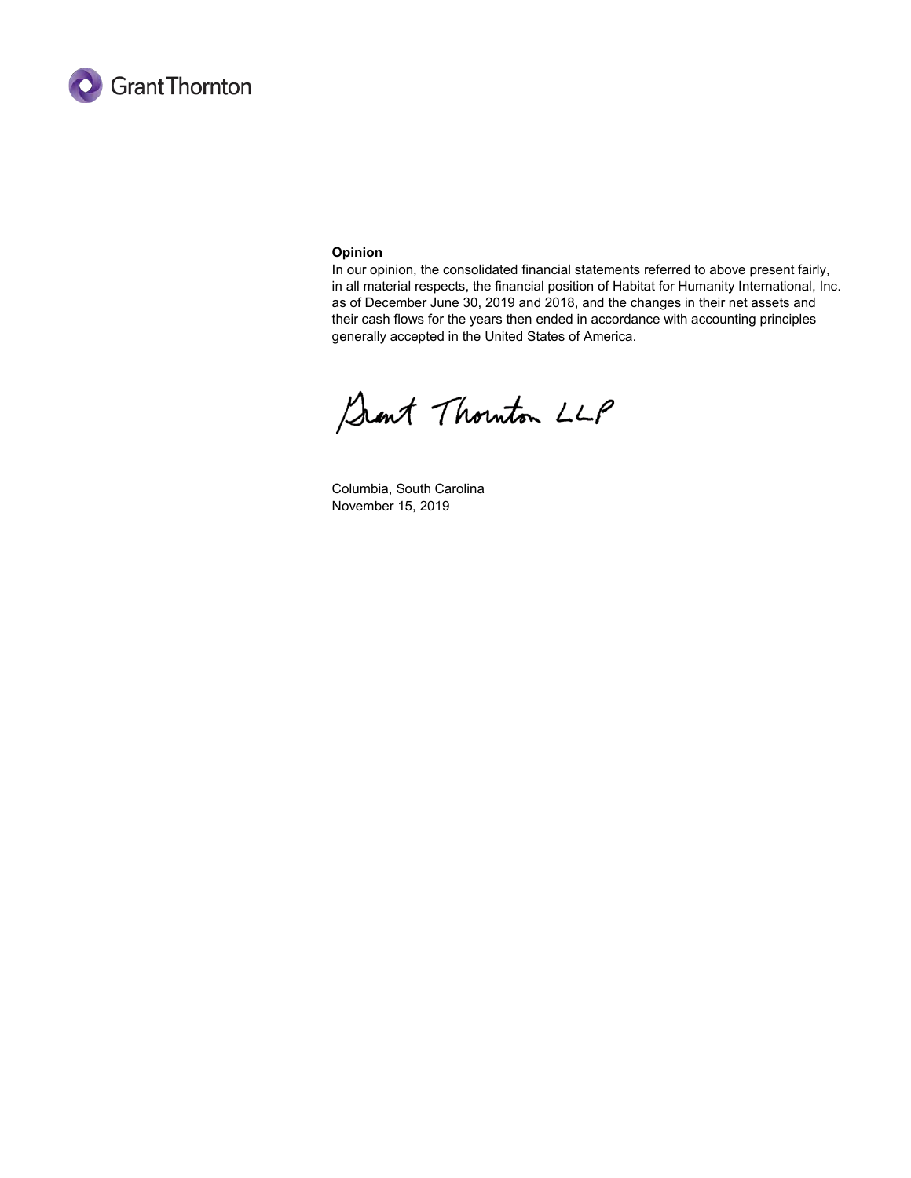**Opinion**

In our opinion, the consolidated financial statements referred to above present fairly, in all material respects, the financial position of Habitat for Humanity International, Inc. as of December June 30, 2019 and 2018, and the changes in their net assets and their cash flows for the years then ended in accordance with accounting principles generally accepted in the United States of America.

Grant Thornton LLP

Columbia, South Carolina
November 15, 2019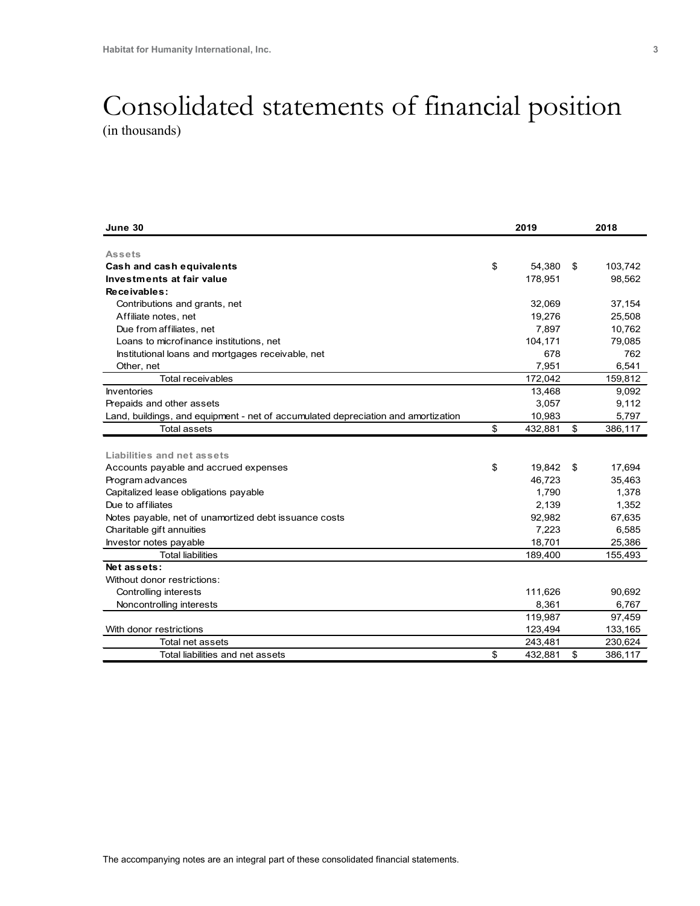# Consolidated statements of financial position

(in thousands)

| June 30 | 2019 | 2018 |
|---|---|---|
| **Assets** | | |
| **Cash and cash equivalents** | $ 54,380 | $ 103,742 |
| **Investments at fair value** | 178,951 | 98,562 |
| **Receivables:** | | |
| Contributions and grants, net | 32,069 | 37,154 |
| Affiliate notes, net | 19,276 | 25,508 |
| Due from affiliates, net | 7,897 | 10,762 |
| Loans to microfinance institutions, net | 104,171 | 79,085 |
| Institutional loans and mortgages receivable, net | 678 | 762 |
| Other, net | 7,951 | 6,541 |
| Total receivables | 172,042 | 159,812 |
| Inventories | 13,468 | 9,092 |
| Prepaids and other assets | 3,057 | 9,112 |
| Land, buildings, and equipment - net of accumulated depreciation and amortization | 10,983 | 5,797 |
| Total assets | $ 432,881 | $ 386,117 |
| **Liabilities and net assets** | | |
| Accounts payable and accrued expenses | $ 19,842 | $ 17,694 |
| Program advances | 46,723 | 35,463 |
| Capitalized lease obligations payable | 1,790 | 1,378 |
| Due to affiliates | 2,139 | 1,352 |
| Notes payable, net of unamortized debt issuance costs | 92,982 | 67,635 |
| Charitable gift annuities | 7,223 | 6,585 |
| Investor notes payable | 18,701 | 25,386 |
| Total liabilities | 189,400 | 155,493 |
| **Net assets:** | | |
| Without donor restrictions: | | |
| Controlling interests | 111,626 | 90,692 |
| Noncontrolling interests | 8,361 | 6,767 |
| | 119,987 | 97,459 |
| With donor restrictions | 123,494 | 133,165 |
| Total net assets | 243,481 | 230,624 |
| Total liabilities and net assets | $ 432,881 | $ 386,117 |

The accompanying notes are an integral part of these consolidated financial statements.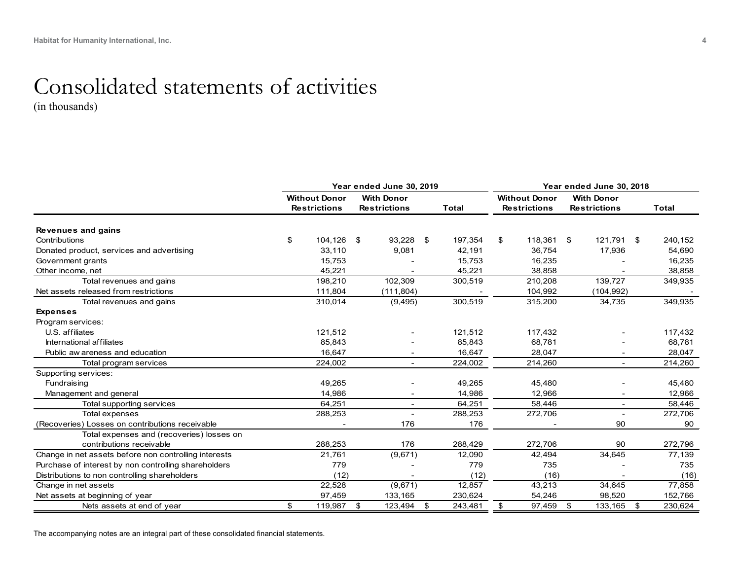# Consolidated statements of activities

(in thousands)

| | Year ended June 30, 2019 | | | Year ended June 30, 2018 | | |
|---|---|---|---|---|---|---|
| | Without Donor Restrictions | With Donor Restrictions | Total | Without Donor Restrictions | With Donor Restrictions | Total |
| **Revenues and gains** | | | | | | |
| Contributions | $ 104,126 | $ 93,228 | $ 197,354 | $ 118,361 | $ 121,791 | $ 240,152 |
| Donated product, services and advertising | 33,110 | 9,081 | 42,191 | 36,754 | 17,936 | 54,690 |
| Government grants | 15,753 | - | 15,753 | 16,235 | - | 16,235 |
| Other income, net | 45,221 | - | 45,221 | 38,858 | - | 38,858 |
| Total revenues and gains | 198,210 | 102,309 | 300,519 | 210,208 | 139,727 | 349,935 |
| Net assets released from restrictions | 111,804 | (111,804) | - | 104,992 | (104,992) | - |
| Total revenues and gains | 310,014 | (9,495) | 300,519 | 315,200 | 34,735 | 349,935 |
| **Expenses** | | | | | | |
| Program services: | | | | | | |
| U.S. affiliates | 121,512 | - | 121,512 | 117,432 | - | 117,432 |
| International affiliates | 85,843 | - | 85,843 | 68,781 | - | 68,781 |
| Public awareness and education | 16,647 | - | 16,647 | 28,047 | - | 28,047 |
| Total program services | 224,002 | - | 224,002 | 214,260 | - | 214,260 |
| Supporting services: | | | | | | |
| Fundraising | 49,265 | - | 49,265 | 45,480 | - | 45,480 |
| Management and general | 14,986 | - | 14,986 | 12,966 | - | 12,966 |
| Total supporting services | 64,251 | - | 64,251 | 58,446 | - | 58,446 |
| Total expenses | 288,253 | - | 288,253 | 272,706 | - | 272,706 |
| (Recoveries) Losses on contributions receivable | - | 176 | 176 | - | 90 | 90 |
| Total expenses and (recoveries) losses on contributions receivable | 288,253 | 176 | 288,429 | 272,706 | 90 | 272,796 |
| Change in net assets before non controlling interests | 21,761 | (9,671) | 12,090 | 42,494 | 34,645 | 77,139 |
| Purchase of interest by non controlling shareholders | 779 | - | 779 | 735 | - | 735 |
| Distributions to non controlling shareholders | (12) | - | (12) | (16) | - | (16) |
| Change in net assets | 22,528 | (9,671) | 12,857 | 43,213 | 34,645 | 77,858 |
| Net assets at beginning of year | 97,459 | 133,165 | 230,624 | 54,246 | 98,520 | 152,766 |
| Nets assets at end of year | $ 119,987 | $ 123,494 | $ 243,481 | $ 97,459 | $ 133,165 | $ 230,624 |

The accompanying notes are an integral part of these consolidated financial statements.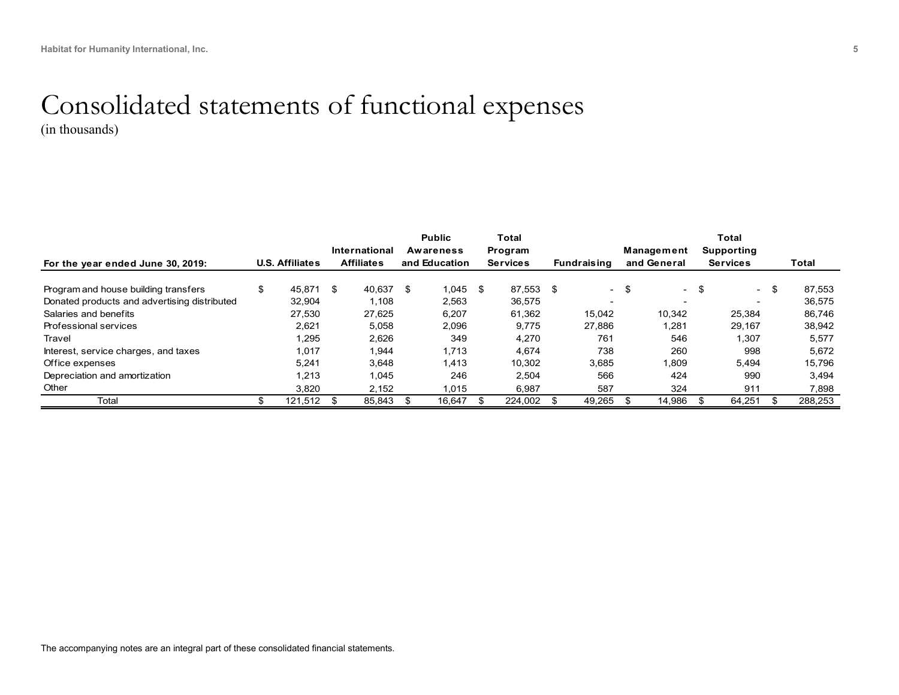# Consolidated statements of functional expenses

(in thousands)

| For the year ended June 30, 2019: | U.S. Affiliates | International Affiliates | Public Awareness and Education | Total Program Services | Fundraising | Management and General | Total Supporting Services | Total |
|---|---|---|---|---|---|---|---|---|
| Program and house building transfers | $ 45,871 | $ 40,637 | $ 1,045 | $ 87,553 | $ - | $ - | $ - | $ 87,553 |
| Donated products and advertising distributed | 32,904 | 1,108 | 2,563 | 36,575 | - | - | - | 36,575 |
| Salaries and benefits | 27,530 | 27,625 | 6,207 | 61,362 | 15,042 | 10,342 | 25,384 | 86,746 |
| Professional services | 2,621 | 5,058 | 2,096 | 9,775 | 27,886 | 1,281 | 29,167 | 38,942 |
| Travel | 1,295 | 2,626 | 349 | 4,270 | 761 | 546 | 1,307 | 5,577 |
| Interest, service charges, and taxes | 1,017 | 1,944 | 1,713 | 4,674 | 738 | 260 | 998 | 5,672 |
| Office expenses | 5,241 | 3,648 | 1,413 | 10,302 | 3,685 | 1,809 | 5,494 | 15,796 |
| Depreciation and amortization | 1,213 | 1,045 | 246 | 2,504 | 566 | 424 | 990 | 3,494 |
| Other | 3,820 | 2,152 | 1,015 | 6,987 | 587 | 324 | 911 | 7,898 |
| Total | $ 121,512 | $ 85,843 | $ 16,647 | $ 224,002 | $ 49,265 | $ 14,986 | $ 64,251 | $ 288,253 |

The accompanying notes are an integral part of these consolidated financial statements.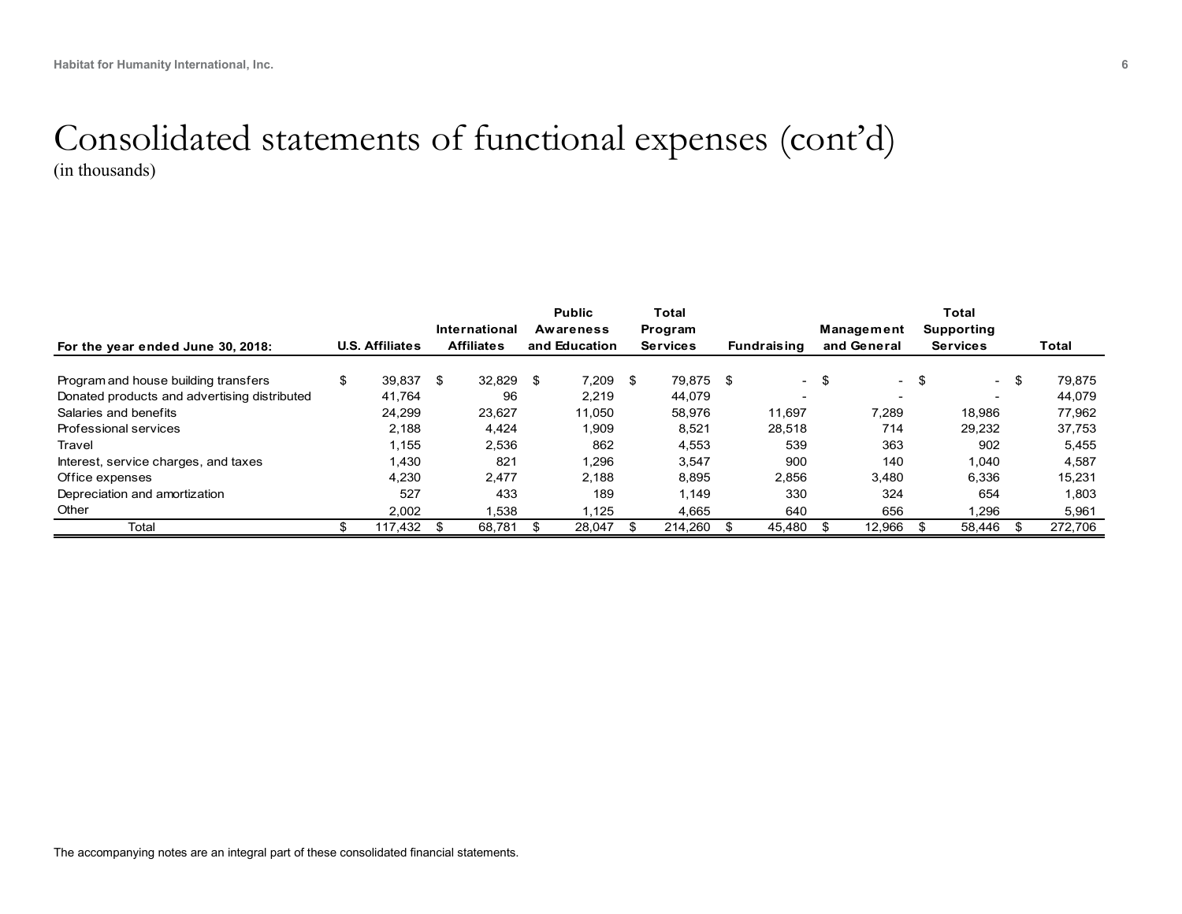# Consolidated statements of functional expenses (cont'd)

(in thousands)

| For the year ended June 30, 2018: | U.S. Affiliates | International Affiliates | Public Awareness and Education | Total Program Services | Fundraising | Management and General | Total Supporting Services | Total |
|---|---|---|---|---|---|---|---|---|
| Program and house building transfers | $ 39,837 | $ 32,829 | $ 7,209 | $ 79,875 | $ - | $ - | $ - | $ 79,875 |
| Donated products and advertising distributed | 41,764 | 96 | 2,219 | 44,079 | - | - | - | 44,079 |
| Salaries and benefits | 24,299 | 23,627 | 11,050 | 58,976 | 11,697 | 7,289 | 18,986 | 77,962 |
| Professional services | 2,188 | 4,424 | 1,909 | 8,521 | 28,518 | 714 | 29,232 | 37,753 |
| Travel | 1,155 | 2,536 | 862 | 4,553 | 539 | 363 | 902 | 5,455 |
| Interest, service charges, and taxes | 1,430 | 821 | 1,296 | 3,547 | 900 | 140 | 1,040 | 4,587 |
| Office expenses | 4,230 | 2,477 | 2,188 | 8,895 | 2,856 | 3,480 | 6,336 | 15,231 |
| Depreciation and amortization | 527 | 433 | 189 | 1,149 | 330 | 324 | 654 | 1,803 |
| Other | 2,002 | 1,538 | 1,125 | 4,665 | 640 | 656 | 1,296 | 5,961 |
| Total | $ 117,432 | $ 68,781 | $ 28,047 | $ 214,260 | $ 45,480 | $ 12,966 | $ 58,446 | $ 272,706 |

The accompanying notes are an integral part of these consolidated financial statements.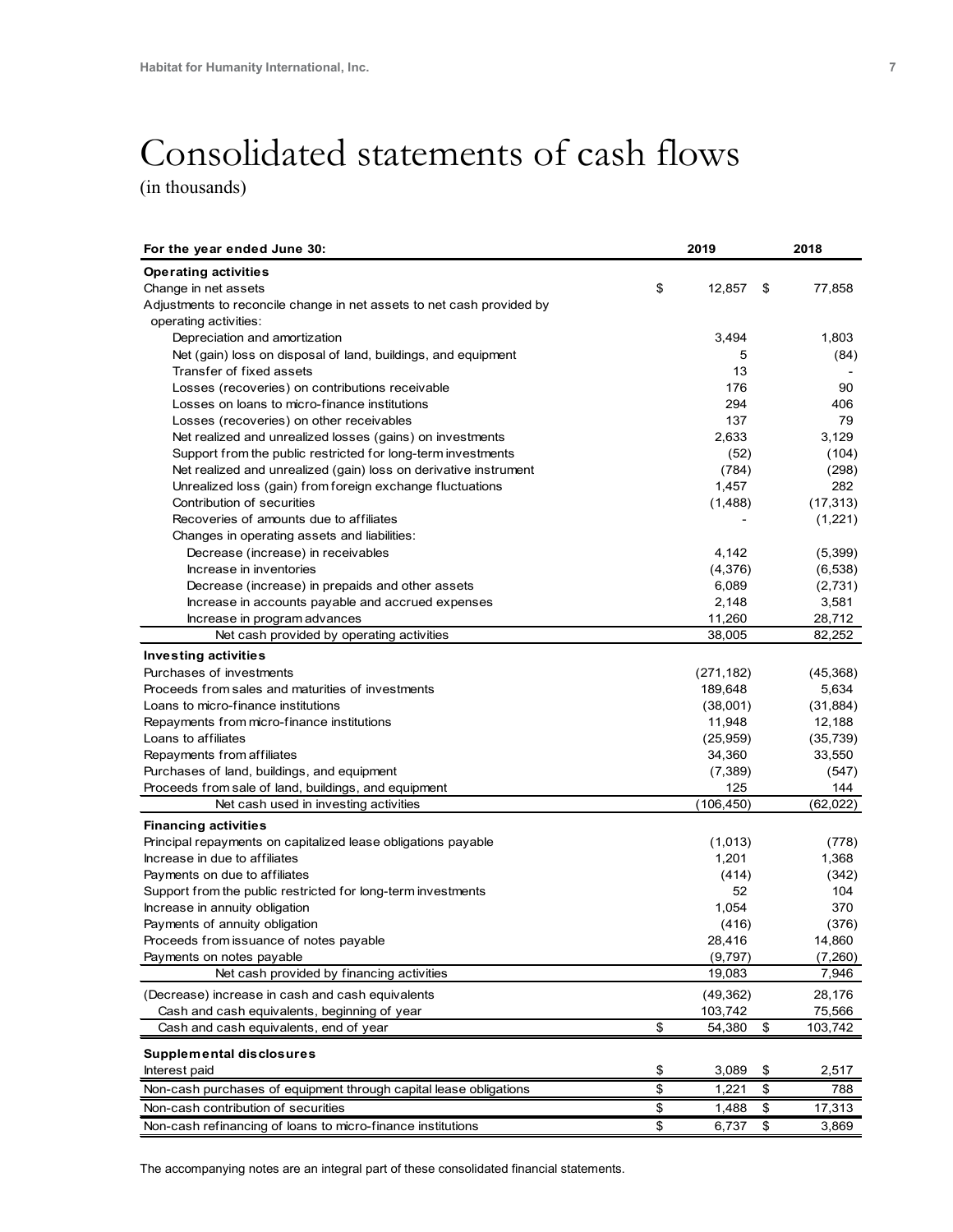# Consolidated statements of cash flows

(in thousands)

| For the year ended June 30: | 2019 | 2018 |
|---|---|---|
| **Operating activities** | | |
| Change in net assets | $ 12,857 | $ 77,858 |
| Adjustments to reconcile change in net assets to net cash provided by operating activities: | | |
| Depreciation and amortization | 3,494 | 1,803 |
| Net (gain) loss on disposal of land, buildings, and equipment | 5 | (84) |
| Transfer of fixed assets | 13 | - |
| Losses (recoveries) on contributions receivable | 176 | 90 |
| Losses on loans to micro-finance institutions | 294 | 406 |
| Losses (recoveries) on other receivables | 137 | 79 |
| Net realized and unrealized losses (gains) on investments | 2,633 | 3,129 |
| Support from the public restricted for long-term investments | (52) | (104) |
| Net realized and unrealized (gain) loss on derivative instrument | (784) | (298) |
| Unrealized loss (gain) from foreign exchange fluctuations | 1,457 | 282 |
| Contribution of securities | (1,488) | (17,313) |
| Recoveries of amounts due to affiliates | - | (1,221) |
| Changes in operating assets and liabilities: | | |
| Decrease (increase) in receivables | 4,142 | (5,399) |
| Increase in inventories | (4,376) | (6,538) |
| Decrease (increase) in prepaids and other assets | 6,089 | (2,731) |
| Increase in accounts payable and accrued expenses | 2,148 | 3,581 |
| Increase in program advances | 11,260 | 28,712 |
| Net cash provided by operating activities | 38,005 | 82,252 |
| **Investing activities** | | |
| Purchases of investments | (271,182) | (45,368) |
| Proceeds from sales and maturities of investments | 189,648 | 5,634 |
| Loans to micro-finance institutions | (38,001) | (31,884) |
| Repayments from micro-finance institutions | 11,948 | 12,188 |
| Loans to affiliates | (25,959) | (35,739) |
| Repayments from affiliates | 34,360 | 33,550 |
| Purchases of land, buildings, and equipment | (7,389) | (547) |
| Proceeds from sale of land, buildings, and equipment | 125 | 144 |
| Net cash used in investing activities | (106,450) | (62,022) |
| **Financing activities** | | |
| Principal repayments on capitalized lease obligations payable | (1,013) | (778) |
| Increase in due to affiliates | 1,201 | 1,368 |
| Payments on due to affiliates | (414) | (342) |
| Support from the public restricted for long-term investments | 52 | 104 |
| Increase in annuity obligation | 1,054 | 370 |
| Payments of annuity obligation | (416) | (376) |
| Proceeds from issuance of notes payable | 28,416 | 14,860 |
| Payments on notes payable | (9,797) | (7,260) |
| Net cash provided by financing activities | 19,083 | 7,946 |
| (Decrease) increase in cash and cash equivalents | (49,362) | 28,176 |
| Cash and cash equivalents, beginning of year | 103,742 | 75,566 |
| Cash and cash equivalents, end of year | $ 54,380 | $ 103,742 |
| **Supplemental disclosures** | | |
| Interest paid | $ 3,089 | $ 2,517 |
| Non-cash purchases of equipment through capital lease obligations | $ 1,221 | $ 788 |
| Non-cash contribution of securities | $ 1,488 | $ 17,313 |
| Non-cash refinancing of loans to micro-finance institutions | $ 6,737 | $ 3,869 |

The accompanying notes are an integral part of these consolidated financial statements.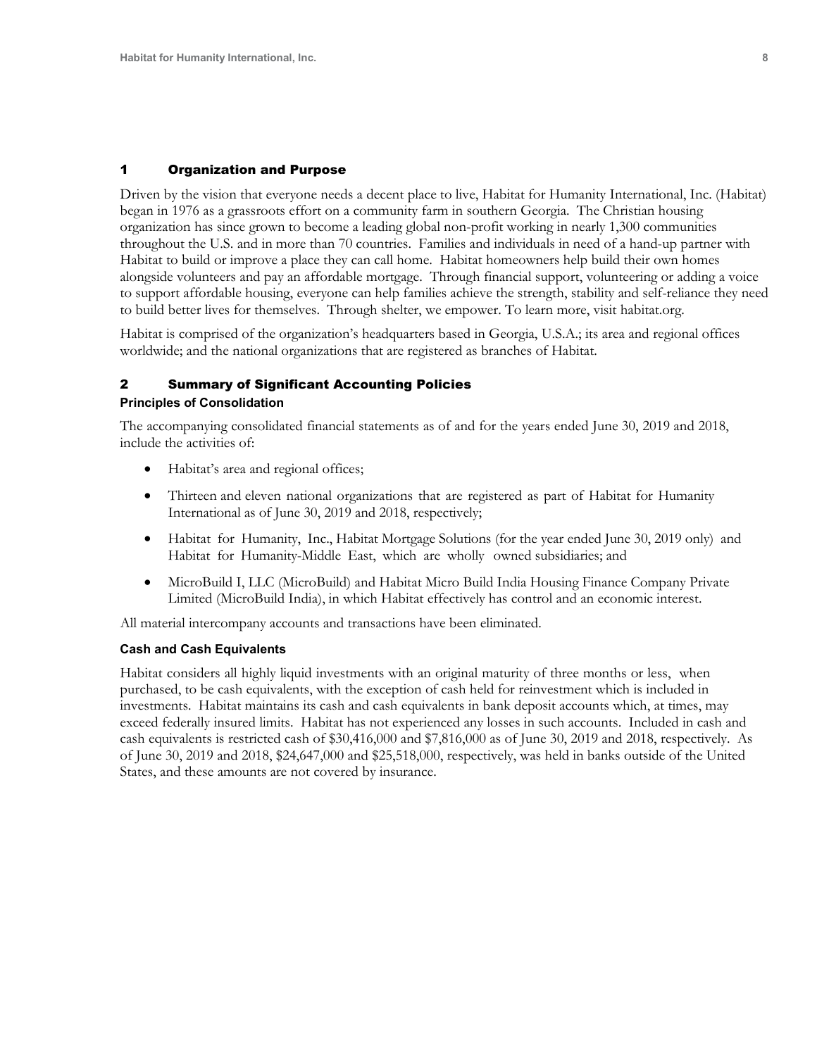## 1 Organization and Purpose

Driven by the vision that everyone needs a decent place to live, Habitat for Humanity International, Inc. (Habitat) began in 1976 as a grassroots effort on a community farm in southern Georgia. The Christian housing organization has since grown to become a leading global non-profit working in nearly 1,300 communities throughout the U.S. and in more than 70 countries. Families and individuals in need of a hand-up partner with Habitat to build or improve a place they can call home. Habitat homeowners help build their own homes alongside volunteers and pay an affordable mortgage. Through financial support, volunteering or adding a voice to support affordable housing, everyone can help families achieve the strength, stability and self-reliance they need to build better lives for themselves. Through shelter, we empower. To learn more, visit habitat.org.

Habitat is comprised of the organization's headquarters based in Georgia, U.S.A.; its area and regional offices worldwide; and the national organizations that are registered as branches of Habitat.

## 2 Summary of Significant Accounting Policies

### Principles of Consolidation

The accompanying consolidated financial statements as of and for the years ended June 30, 2019 and 2018, include the activities of:

- Habitat's area and regional offices;
- Thirteen and eleven national organizations that are registered as part of Habitat for Humanity International as of June 30, 2019 and 2018, respectively;
- Habitat for Humanity, Inc., Habitat Mortgage Solutions (for the year ended June 30, 2019 only) and Habitat for Humanity-Middle East, which are wholly owned subsidiaries; and
- MicroBuild I, LLC (MicroBuild) and Habitat Micro Build India Housing Finance Company Private Limited (MicroBuild India), in which Habitat effectively has control and an economic interest.

All material intercompany accounts and transactions have been eliminated.

### Cash and Cash Equivalents

Habitat considers all highly liquid investments with an original maturity of three months or less, when purchased, to be cash equivalents, with the exception of cash held for reinvestment which is included in investments. Habitat maintains its cash and cash equivalents in bank deposit accounts which, at times, may exceed federally insured limits. Habitat has not experienced any losses in such accounts. Included in cash and cash equivalents is restricted cash of $30,416,000 and $7,816,000 as of June 30, 2019 and 2018, respectively. As of June 30, 2019 and 2018, $24,647,000 and $25,518,000, respectively, was held in banks outside of the United States, and these amounts are not covered by insurance.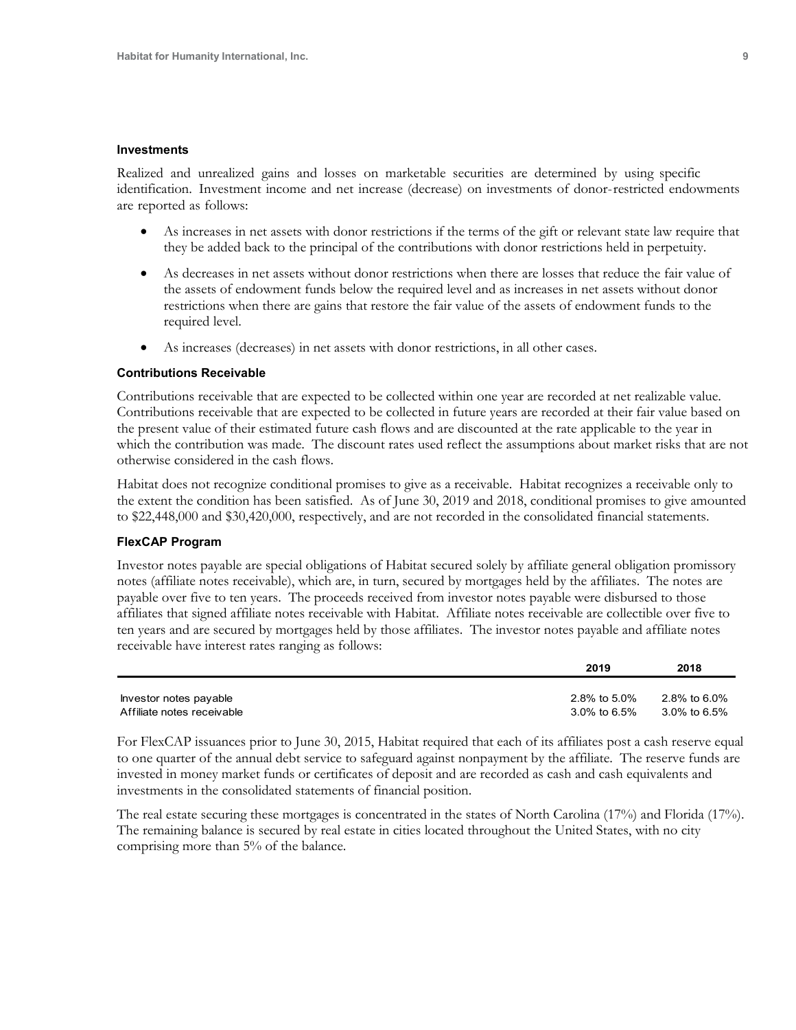### Investments

Realized and unrealized gains and losses on marketable securities are determined by using specific identification. Investment income and net increase (decrease) on investments of donor-restricted endowments are reported as follows:

- As increases in net assets with donor restrictions if the terms of the gift or relevant state law require that they be added back to the principal of the contributions with donor restrictions held in perpetuity.
- As decreases in net assets without donor restrictions when there are losses that reduce the fair value of the assets of endowment funds below the required level and as increases in net assets without donor restrictions when there are gains that restore the fair value of the assets of endowment funds to the required level.
- As increases (decreases) in net assets with donor restrictions, in all other cases.

### Contributions Receivable

Contributions receivable that are expected to be collected within one year are recorded at net realizable value. Contributions receivable that are expected to be collected in future years are recorded at their fair value based on the present value of their estimated future cash flows and are discounted at the rate applicable to the year in which the contribution was made. The discount rates used reflect the assumptions about market risks that are not otherwise considered in the cash flows.

Habitat does not recognize conditional promises to give as a receivable. Habitat recognizes a receivable only to the extent the condition has been satisfied. As of June 30, 2019 and 2018, conditional promises to give amounted to $22,448,000 and $30,420,000, respectively, and are not recorded in the consolidated financial statements.

### FlexCAP Program

Investor notes payable are special obligations of Habitat secured solely by affiliate general obligation promissory notes (affiliate notes receivable), which are, in turn, secured by mortgages held by the affiliates. The notes are payable over five to ten years. The proceeds received from investor notes payable were disbursed to those affiliates that signed affiliate notes receivable with Habitat. Affiliate notes receivable are collectible over five to ten years and are secured by mortgages held by those affiliates. The investor notes payable and affiliate notes receivable have interest rates ranging as follows:

| | 2019 | 2018 |
|---|---|---|
| Investor notes payable | 2.8% to 5.0% | 2.8% to 6.0% |
| Affiliate notes receivable | 3.0% to 6.5% | 3.0% to 6.5% |

For FlexCAP issuances prior to June 30, 2015, Habitat required that each of its affiliates post a cash reserve equal to one quarter of the annual debt service to safeguard against nonpayment by the affiliate. The reserve funds are invested in money market funds or certificates of deposit and are recorded as cash and cash equivalents and investments in the consolidated statements of financial position.

The real estate securing these mortgages is concentrated in the states of North Carolina (17%) and Florida (17%). The remaining balance is secured by real estate in cities located throughout the United States, with no city comprising more than 5% of the balance.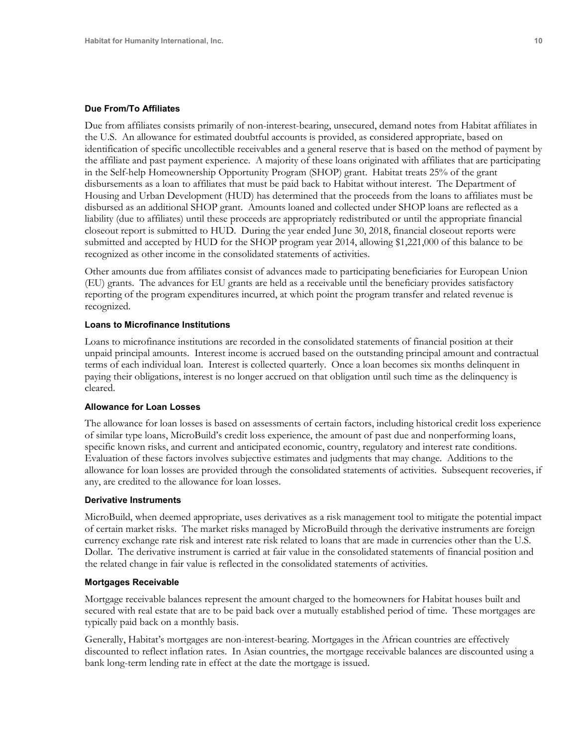#### Due From/To Affiliates

Due from affiliates consists primarily of non-interest-bearing, unsecured, demand notes from Habitat affiliates in the U.S. An allowance for estimated doubtful accounts is provided, as considered appropriate, based on identification of specific uncollectible receivables and a general reserve that is based on the method of payment by the affiliate and past payment experience. A majority of these loans originated with affiliates that are participating in the Self-help Homeownership Opportunity Program (SHOP) grant. Habitat treats 25% of the grant disbursements as a loan to affiliates that must be paid back to Habitat without interest. The Department of Housing and Urban Development (HUD) has determined that the proceeds from the loans to affiliates must be disbursed as an additional SHOP grant. Amounts loaned and collected under SHOP loans are reflected as a liability (due to affiliates) until these proceeds are appropriately redistributed or until the appropriate financial closeout report is submitted to HUD. During the year ended June 30, 2018, financial closeout reports were submitted and accepted by HUD for the SHOP program year 2014, allowing $1,221,000 of this balance to be recognized as other income in the consolidated statements of activities.

Other amounts due from affiliates consist of advances made to participating beneficiaries for European Union (EU) grants. The advances for EU grants are held as a receivable until the beneficiary provides satisfactory reporting of the program expenditures incurred, at which point the program transfer and related revenue is recognized.

#### Loans to Microfinance Institutions

Loans to microfinance institutions are recorded in the consolidated statements of financial position at their unpaid principal amounts. Interest income is accrued based on the outstanding principal amount and contractual terms of each individual loan. Interest is collected quarterly. Once a loan becomes six months delinquent in paying their obligations, interest is no longer accrued on that obligation until such time as the delinquency is cleared.

#### Allowance for Loan Losses

The allowance for loan losses is based on assessments of certain factors, including historical credit loss experience of similar type loans, MicroBuild's credit loss experience, the amount of past due and nonperforming loans, specific known risks, and current and anticipated economic, country, regulatory and interest rate conditions. Evaluation of these factors involves subjective estimates and judgments that may change. Additions to the allowance for loan losses are provided through the consolidated statements of activities. Subsequent recoveries, if any, are credited to the allowance for loan losses.

#### Derivative Instruments

MicroBuild, when deemed appropriate, uses derivatives as a risk management tool to mitigate the potential impact of certain market risks. The market risks managed by MicroBuild through the derivative instruments are foreign currency exchange rate risk and interest rate risk related to loans that are made in currencies other than the U.S. Dollar. The derivative instrument is carried at fair value in the consolidated statements of financial position and the related change in fair value is reflected in the consolidated statements of activities.

#### Mortgages Receivable

Mortgage receivable balances represent the amount charged to the homeowners for Habitat houses built and secured with real estate that are to be paid back over a mutually established period of time. These mortgages are typically paid back on a monthly basis.

Generally, Habitat's mortgages are non-interest-bearing. Mortgages in the African countries are effectively discounted to reflect inflation rates. In Asian countries, the mortgage receivable balances are discounted using a bank long-term lending rate in effect at the date the mortgage is issued.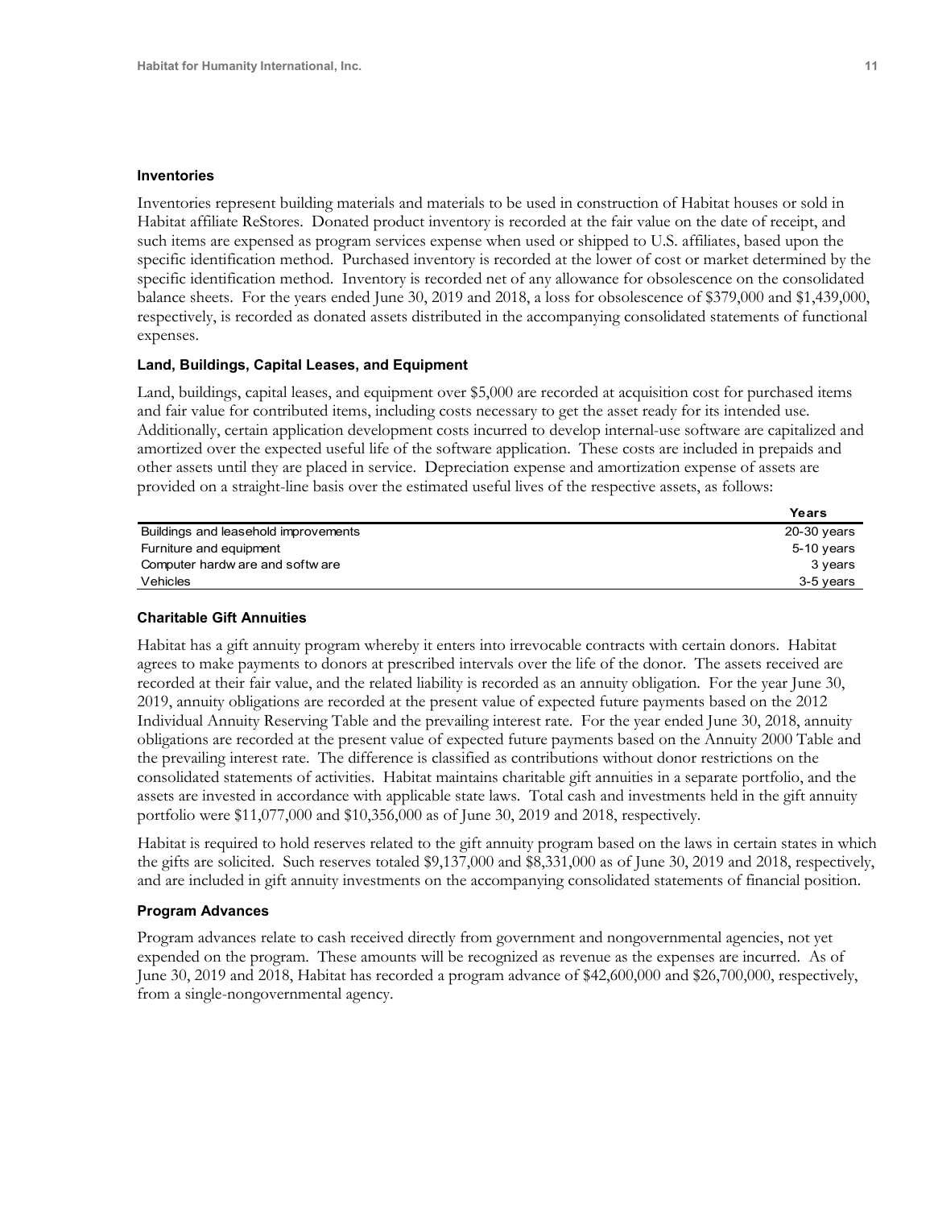### Inventories

Inventories represent building materials and materials to be used in construction of Habitat houses or sold in Habitat affiliate ReStores. Donated product inventory is recorded at the fair value on the date of receipt, and such items are expensed as program services expense when used or shipped to U.S. affiliates, based upon the specific identification method. Purchased inventory is recorded at the lower of cost or market determined by the specific identification method. Inventory is recorded net of any allowance for obsolescence on the consolidated balance sheets. For the years ended June 30, 2019 and 2018, a loss for obsolescence of $379,000 and $1,439,000, respectively, is recorded as donated assets distributed in the accompanying consolidated statements of functional expenses.

### Land, Buildings, Capital Leases, and Equipment

Land, buildings, capital leases, and equipment over $5,000 are recorded at acquisition cost for purchased items and fair value for contributed items, including costs necessary to get the asset ready for its intended use. Additionally, certain application development costs incurred to develop internal-use software are capitalized and amortized over the expected useful life of the software application. These costs are included in prepaids and other assets until they are placed in service. Depreciation expense and amortization expense of assets are provided on a straight-line basis over the estimated useful lives of the respective assets, as follows:

| | Years |
|---|---|
| Buildings and leasehold improvements | 20-30 years |
| Furniture and equipment | 5-10 years |
| Computer hardware and software | 3 years |
| Vehicles | 3-5 years |

### Charitable Gift Annuities

Habitat has a gift annuity program whereby it enters into irrevocable contracts with certain donors. Habitat agrees to make payments to donors at prescribed intervals over the life of the donor. The assets received are recorded at their fair value, and the related liability is recorded as an annuity obligation. For the year June 30, 2019, annuity obligations are recorded at the present value of expected future payments based on the 2012 Individual Annuity Reserving Table and the prevailing interest rate. For the year ended June 30, 2018, annuity obligations are recorded at the present value of expected future payments based on the Annuity 2000 Table and the prevailing interest rate. The difference is classified as contributions without donor restrictions on the consolidated statements of activities. Habitat maintains charitable gift annuities in a separate portfolio, and the assets are invested in accordance with applicable state laws. Total cash and investments held in the gift annuity portfolio were $11,077,000 and $10,356,000 as of June 30, 2019 and 2018, respectively.

Habitat is required to hold reserves related to the gift annuity program based on the laws in certain states in which the gifts are solicited. Such reserves totaled $9,137,000 and $8,331,000 as of June 30, 2019 and 2018, respectively, and are included in gift annuity investments on the accompanying consolidated statements of financial position.

### Program Advances

Program advances relate to cash received directly from government and nongovernmental agencies, not yet expended on the program. These amounts will be recognized as revenue as the expenses are incurred. As of June 30, 2019 and 2018, Habitat has recorded a program advance of $42,600,000 and $26,700,000, respectively, from a single-nongovernmental agency.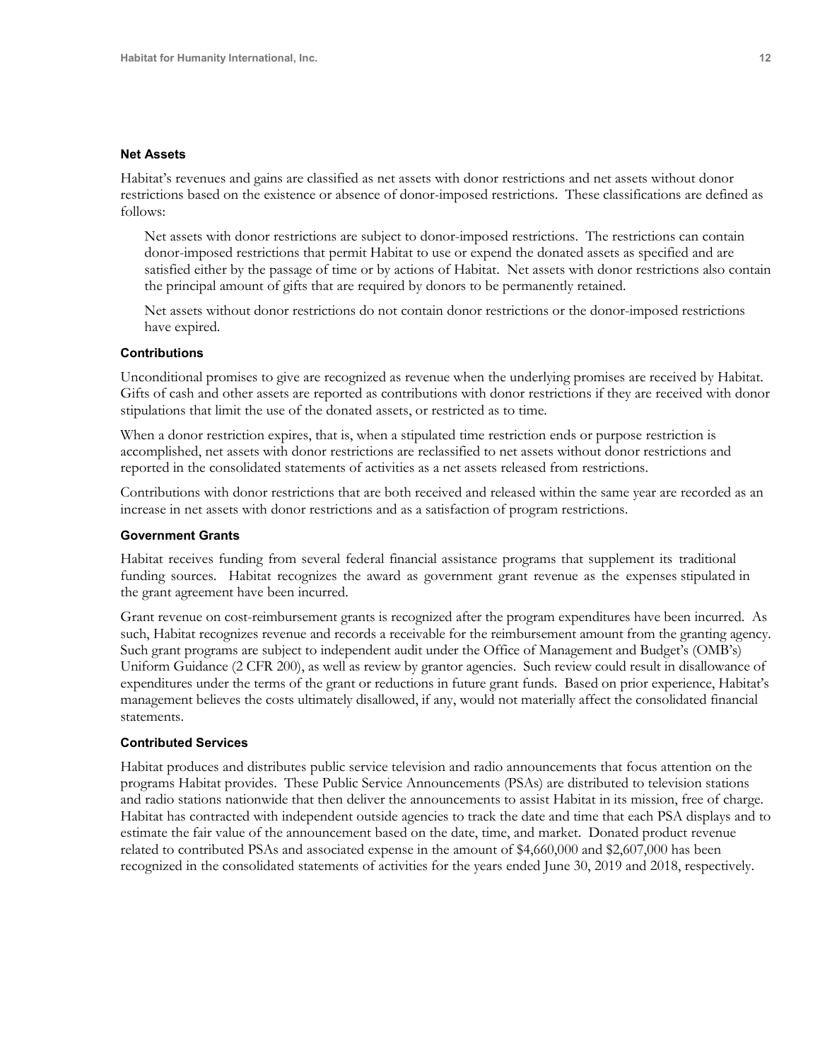### Net Assets

Habitat's revenues and gains are classified as net assets with donor restrictions and net assets without donor restrictions based on the existence or absence of donor-imposed restrictions. These classifications are defined as follows:

> Net assets with donor restrictions are subject to donor-imposed restrictions. The restrictions can contain donor-imposed restrictions that permit Habitat to use or expend the donated assets as specified and are satisfied either by the passage of time or by actions of Habitat. Net assets with donor restrictions also contain the principal amount of gifts that are required by donors to be permanently retained.
>
> Net assets without donor restrictions do not contain donor restrictions or the donor-imposed restrictions have expired.

### Contributions

Unconditional promises to give are recognized as revenue when the underlying promises are received by Habitat. Gifts of cash and other assets are reported as contributions with donor restrictions if they are received with donor stipulations that limit the use of the donated assets, or restricted as to time.

When a donor restriction expires, that is, when a stipulated time restriction ends or purpose restriction is accomplished, net assets with donor restrictions are reclassified to net assets without donor restrictions and reported in the consolidated statements of activities as a net assets released from restrictions.

Contributions with donor restrictions that are both received and released within the same year are recorded as an increase in net assets with donor restrictions and as a satisfaction of program restrictions.

### Government Grants

Habitat receives funding from several federal financial assistance programs that supplement its traditional funding sources. Habitat recognizes the award as government grant revenue as the expenses stipulated in the grant agreement have been incurred.

Grant revenue on cost-reimbursement grants is recognized after the program expenditures have been incurred. As such, Habitat recognizes revenue and records a receivable for the reimbursement amount from the granting agency. Such grant programs are subject to independent audit under the Office of Management and Budget's (OMB's) Uniform Guidance (2 CFR 200), as well as review by grantor agencies. Such review could result in disallowance of expenditures under the terms of the grant or reductions in future grant funds. Based on prior experience, Habitat's management believes the costs ultimately disallowed, if any, would not materially affect the consolidated financial statements.

### Contributed Services

Habitat produces and distributes public service television and radio announcements that focus attention on the programs Habitat provides. These Public Service Announcements (PSAs) are distributed to television stations and radio stations nationwide that then deliver the announcements to assist Habitat in its mission, free of charge. Habitat has contracted with independent outside agencies to track the date and time that each PSA displays and to estimate the fair value of the announcement based on the date, time, and market. Donated product revenue related to contributed PSAs and associated expense in the amount of $4,660,000 and $2,607,000 has been recognized in the consolidated statements of activities for the years ended June 30, 2019 and 2018, respectively.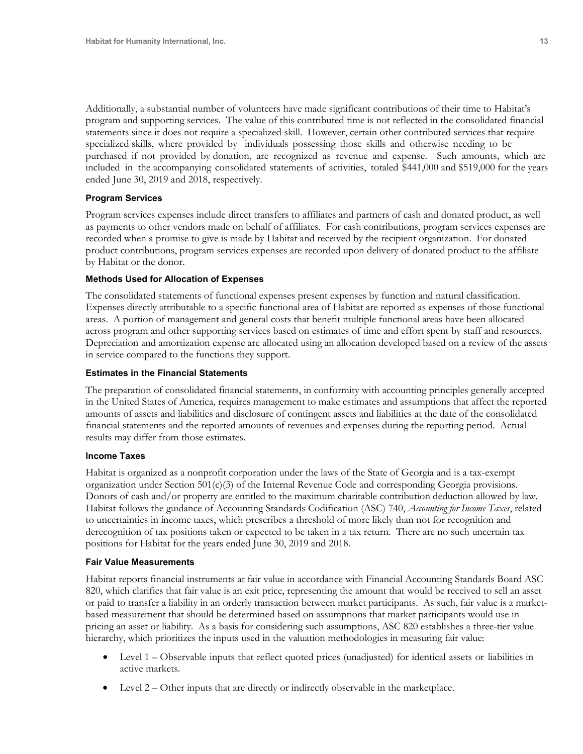Additionally, a substantial number of volunteers have made significant contributions of their time to Habitat's program and supporting services. The value of this contributed time is not reflected in the consolidated financial statements since it does not require a specialized skill. However, certain other contributed services that require specialized skills, where provided by individuals possessing those skills and otherwise needing to be purchased if not provided by donation, are recognized as revenue and expense. Such amounts, which are included in the accompanying consolidated statements of activities, totaled $441,000 and $519,000 for the years ended June 30, 2019 and 2018, respectively.

### Program Services

Program services expenses include direct transfers to affiliates and partners of cash and donated product, as well as payments to other vendors made on behalf of affiliates. For cash contributions, program services expenses are recorded when a promise to give is made by Habitat and received by the recipient organization. For donated product contributions, program services expenses are recorded upon delivery of donated product to the affiliate by Habitat or the donor.

### Methods Used for Allocation of Expenses

The consolidated statements of functional expenses present expenses by function and natural classification. Expenses directly attributable to a specific functional area of Habitat are reported as expenses of those functional areas. A portion of management and general costs that benefit multiple functional areas have been allocated across program and other supporting services based on estimates of time and effort spent by staff and resources. Depreciation and amortization expense are allocated using an allocation developed based on a review of the assets in service compared to the functions they support.

### Estimates in the Financial Statements

The preparation of consolidated financial statements, in conformity with accounting principles generally accepted in the United States of America, requires management to make estimates and assumptions that affect the reported amounts of assets and liabilities and disclosure of contingent assets and liabilities at the date of the consolidated financial statements and the reported amounts of revenues and expenses during the reporting period. Actual results may differ from those estimates.

### Income Taxes

Habitat is organized as a nonprofit corporation under the laws of the State of Georgia and is a tax-exempt organization under Section 501(c)(3) of the Internal Revenue Code and corresponding Georgia provisions. Donors of cash and/or property are entitled to the maximum charitable contribution deduction allowed by law. Habitat follows the guidance of Accounting Standards Codification (ASC) 740, *Accounting for Income Taxes*, related to uncertainties in income taxes, which prescribes a threshold of more likely than not for recognition and derecognition of tax positions taken or expected to be taken in a tax return. There are no such uncertain tax positions for Habitat for the years ended June 30, 2019 and 2018.

### Fair Value Measurements

Habitat reports financial instruments at fair value in accordance with Financial Accounting Standards Board ASC 820, which clarifies that fair value is an exit price, representing the amount that would be received to sell an asset or paid to transfer a liability in an orderly transaction between market participants. As such, fair value is a market-based measurement that should be determined based on assumptions that market participants would use in pricing an asset or liability. As a basis for considering such assumptions, ASC 820 establishes a three-tier value hierarchy, which prioritizes the inputs used in the valuation methodologies in measuring fair value:

- Level 1 – Observable inputs that reflect quoted prices (unadjusted) for identical assets or liabilities in active markets.
- Level 2 – Other inputs that are directly or indirectly observable in the marketplace.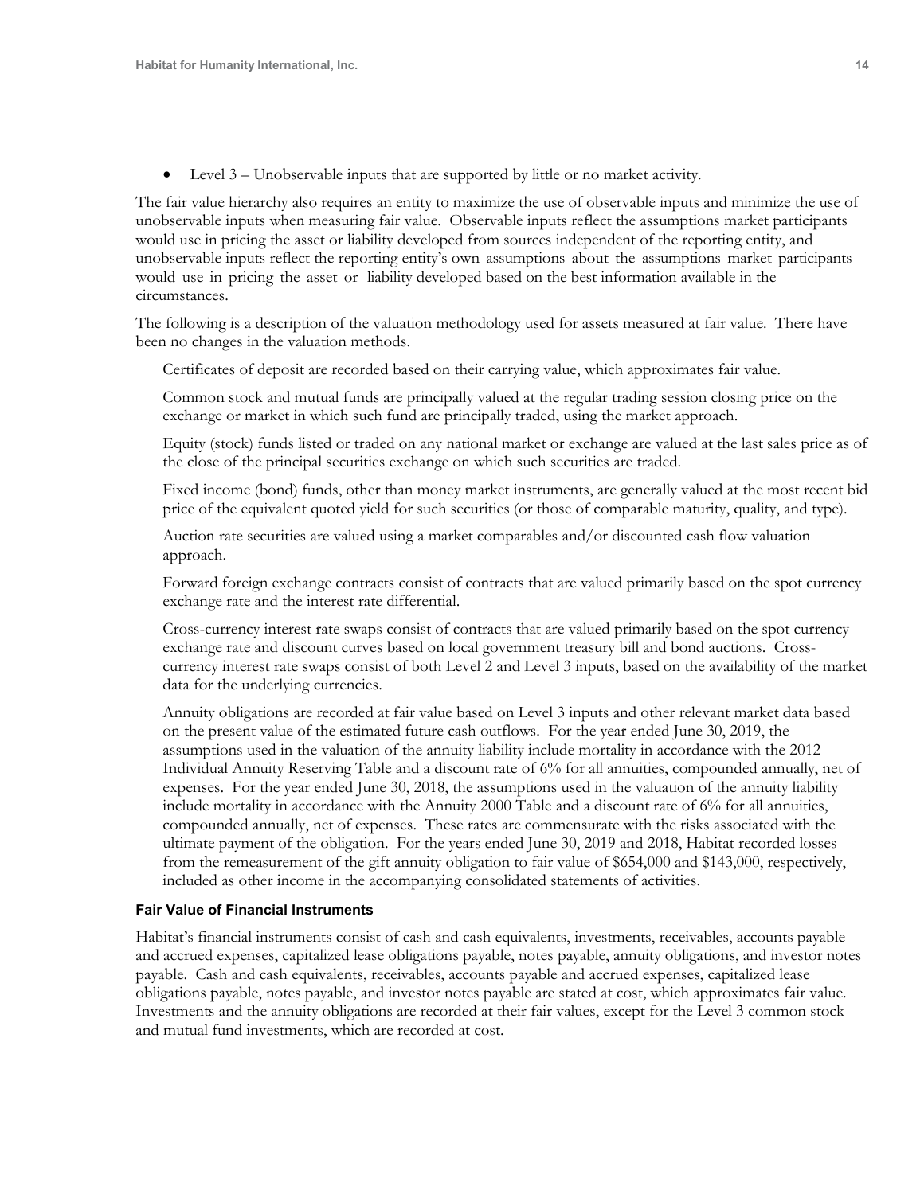- Level 3 – Unobservable inputs that are supported by little or no market activity.

The fair value hierarchy also requires an entity to maximize the use of observable inputs and minimize the use of unobservable inputs when measuring fair value. Observable inputs reflect the assumptions market participants would use in pricing the asset or liability developed from sources independent of the reporting entity, and unobservable inputs reflect the reporting entity's own assumptions about the assumptions market participants would use in pricing the asset or liability developed based on the best information available in the circumstances.

The following is a description of the valuation methodology used for assets measured at fair value. There have been no changes in the valuation methods.

Certificates of deposit are recorded based on their carrying value, which approximates fair value.

Common stock and mutual funds are principally valued at the regular trading session closing price on the exchange or market in which such fund are principally traded, using the market approach.

Equity (stock) funds listed or traded on any national market or exchange are valued at the last sales price as of the close of the principal securities exchange on which such securities are traded.

Fixed income (bond) funds, other than money market instruments, are generally valued at the most recent bid price of the equivalent quoted yield for such securities (or those of comparable maturity, quality, and type).

Auction rate securities are valued using a market comparables and/or discounted cash flow valuation approach.

Forward foreign exchange contracts consist of contracts that are valued primarily based on the spot currency exchange rate and the interest rate differential.

Cross-currency interest rate swaps consist of contracts that are valued primarily based on the spot currency exchange rate and discount curves based on local government treasury bill and bond auctions. Cross-currency interest rate swaps consist of both Level 2 and Level 3 inputs, based on the availability of the market data for the underlying currencies.

Annuity obligations are recorded at fair value based on Level 3 inputs and other relevant market data based on the present value of the estimated future cash outflows. For the year ended June 30, 2019, the assumptions used in the valuation of the annuity liability include mortality in accordance with the 2012 Individual Annuity Reserving Table and a discount rate of 6% for all annuities, compounded annually, net of expenses. For the year ended June 30, 2018, the assumptions used in the valuation of the annuity liability include mortality in accordance with the Annuity 2000 Table and a discount rate of 6% for all annuities, compounded annually, net of expenses. These rates are commensurate with the risks associated with the ultimate payment of the obligation. For the years ended June 30, 2019 and 2018, Habitat recorded losses from the remeasurement of the gift annuity obligation to fair value of $654,000 and $143,000, respectively, included as other income in the accompanying consolidated statements of activities.

### Fair Value of Financial Instruments

Habitat's financial instruments consist of cash and cash equivalents, investments, receivables, accounts payable and accrued expenses, capitalized lease obligations payable, notes payable, annuity obligations, and investor notes payable. Cash and cash equivalents, receivables, accounts payable and accrued expenses, capitalized lease obligations payable, notes payable, and investor notes payable are stated at cost, which approximates fair value. Investments and the annuity obligations are recorded at their fair values, except for the Level 3 common stock and mutual fund investments, which are recorded at cost.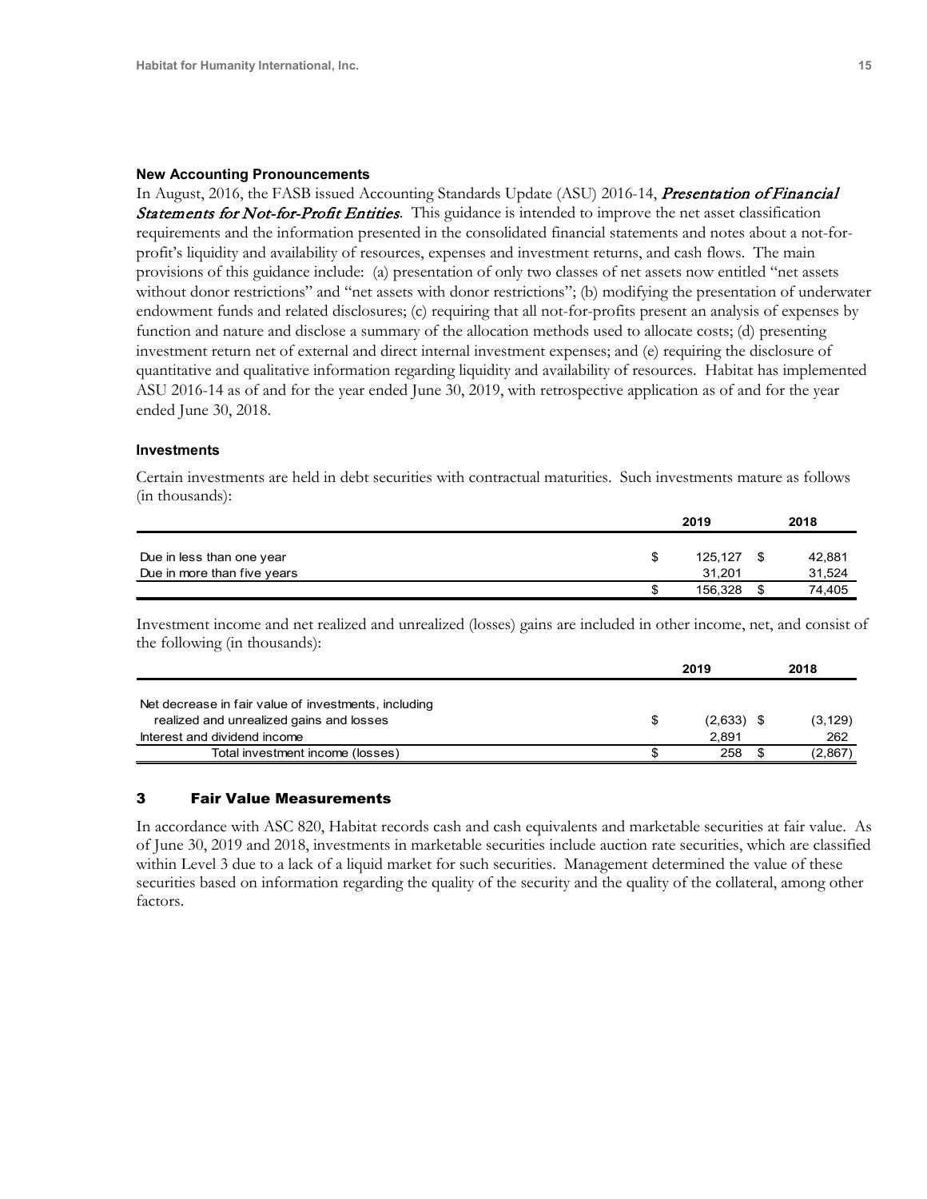### New Accounting Pronouncements

In August, 2016, the FASB issued Accounting Standards Update (ASU) 2016-14, ***Presentation of Financial Statements for Not-for-Profit Entities***. This guidance is intended to improve the net asset classification requirements and the information presented in the consolidated financial statements and notes about a not-for-profit's liquidity and availability of resources, expenses and investment returns, and cash flows. The main provisions of this guidance include: (a) presentation of only two classes of net assets now entitled "net assets without donor restrictions" and "net assets with donor restrictions"; (b) modifying the presentation of underwater endowment funds and related disclosures; (c) requiring that all not-for-profits present an analysis of expenses by function and nature and disclose a summary of the allocation methods used to allocate costs; (d) presenting investment return net of external and direct internal investment expenses; and (e) requiring the disclosure of quantitative and qualitative information regarding liquidity and availability of resources. Habitat has implemented ASU 2016-14 as of and for the year ended June 30, 2019, with retrospective application as of and for the year ended June 30, 2018.

### Investments

Certain investments are held in debt securities with contractual maturities. Such investments mature as follows (in thousands):

| | 2019 | 2018 |
|---|---|---|
| Due in less than one year | $ 125,127 | $ 42,881 |
| Due in more than five years | 31,201 | 31,524 |
| | $ 156,328 | $ 74,405 |

Investment income and net realized and unrealized (losses) gains are included in other income, net, and consist of the following (in thousands):

| | 2019 | 2018 |
|---|---|---|
| Net decrease in fair value of investments, including realized and unrealized gains and losses | $ (2,633) | $ (3,129) |
| Interest and dividend income | 2,891 | 262 |
| Total investment income (losses) | $ 258 | $ (2,867) |

## 3 Fair Value Measurements

In accordance with ASC 820, Habitat records cash and cash equivalents and marketable securities at fair value. As of June 30, 2019 and 2018, investments in marketable securities include auction rate securities, which are classified within Level 3 due to a lack of a liquid market for such securities. Management determined the value of these securities based on information regarding the quality of the security and the quality of the collateral, among other factors.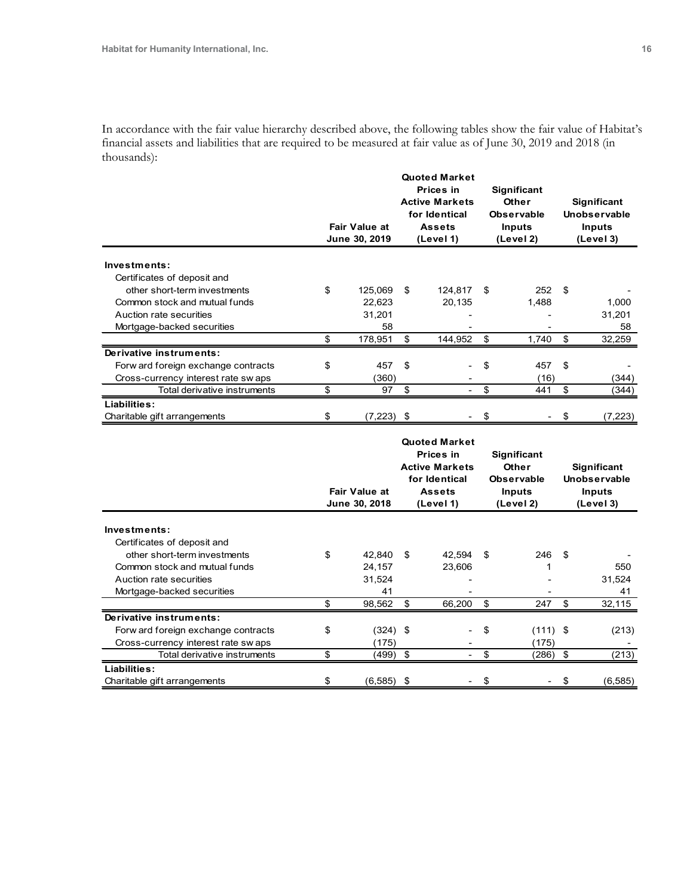In accordance with the fair value hierarchy described above, the following tables show the fair value of Habitat's financial assets and liabilities that are required to be measured at fair value as of June 30, 2019 and 2018 (in thousands):

| | Fair Value at June 30, 2019 | Quoted Market Prices in Active Markets for Identical Assets (Level 1) | Significant Other Observable Inputs (Level 2) | Significant Unobservable Inputs (Level 3) |
|---|---|---|---|---|
| **Investments:** | | | | |
| Certificates of deposit and other short-term investments | $ 125,069 | $ 124,817 | $ 252 | $ - |
| Common stock and mutual funds | 22,623 | 20,135 | 1,488 | 1,000 |
| Auction rate securities | 31,201 | - | - | 31,201 |
| Mortgage-backed securities | 58 | - | - | 58 |
| | $ 178,951 | $ 144,952 | $ 1,740 | $ 32,259 |
| **Derivative instruments:** | | | | |
| Forward foreign exchange contracts | $ 457 | $ - | $ 457 | $ - |
| Cross-currency interest rate swaps | (360) | - | (16) | (344) |
| Total derivative instruments | $ 97 | $ - | $ 441 | $ (344) |
| **Liabilities:** | | | | |
| Charitable gift arrangements | $ (7,223) | $ - | $ - | $ (7,223) |

| | Fair Value at June 30, 2018 | Quoted Market Prices in Active Markets for Identical Assets (Level 1) | Significant Other Observable Inputs (Level 2) | Significant Unobservable Inputs (Level 3) |
|---|---|---|---|---|
| **Investments:** | | | | |
| Certificates of deposit and other short-term investments | $ 42,840 | $ 42,594 | $ 246 | $ - |
| Common stock and mutual funds | 24,157 | 23,606 | 1 | 550 |
| Auction rate securities | 31,524 | - | - | 31,524 |
| Mortgage-backed securities | 41 | - | - | 41 |
| | $ 98,562 | $ 66,200 | $ 247 | $ 32,115 |
| **Derivative instruments:** | | | | |
| Forward foreign exchange contracts | $ (324) | $ - | $ (111) | $ (213) |
| Cross-currency interest rate swaps | (175) | - | (175) | - |
| Total derivative instruments | $ (499) | $ - | $ (286) | $ (213) |
| **Liabilities:** | | | | |
| Charitable gift arrangements | $ (6,585) | $ - | $ - | $ (6,585) |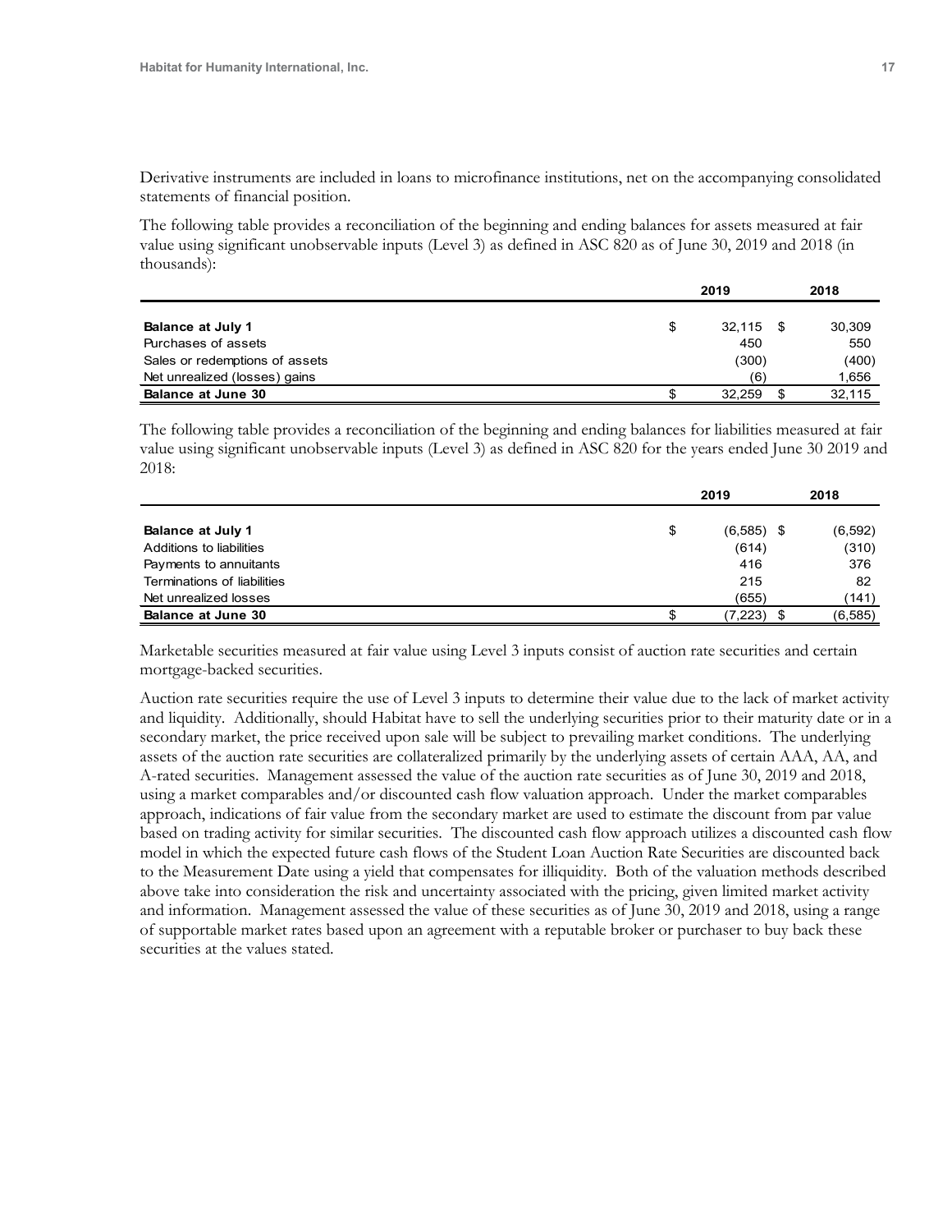Derivative instruments are included in loans to microfinance institutions, net on the accompanying consolidated statements of financial position.

The following table provides a reconciliation of the beginning and ending balances for assets measured at fair value using significant unobservable inputs (Level 3) as defined in ASC 820 as of June 30, 2019 and 2018 (in thousands):

| | 2019 | 2018 |
|---|---|---|
| **Balance at July 1** | $ 32,115 | $ 30,309 |
| Purchases of assets | 450 | 550 |
| Sales or redemptions of assets | (300) | (400) |
| Net unrealized (losses) gains | (6) | 1,656 |
| **Balance at June 30** | $ 32,259 | $ 32,115 |

The following table provides a reconciliation of the beginning and ending balances for liabilities measured at fair value using significant unobservable inputs (Level 3) as defined in ASC 820 for the years ended June 30 2019 and 2018:

| | 2019 | 2018 |
|---|---|---|
| **Balance at July 1** | $ (6,585) | $ (6,592) |
| Additions to liabilities | (614) | (310) |
| Payments to annuitants | 416 | 376 |
| Terminations of liabilities | 215 | 82 |
| Net unrealized losses | (655) | (141) |
| **Balance at June 30** | $ (7,223) | $ (6,585) |

Marketable securities measured at fair value using Level 3 inputs consist of auction rate securities and certain mortgage-backed securities.

Auction rate securities require the use of Level 3 inputs to determine their value due to the lack of market activity and liquidity. Additionally, should Habitat have to sell the underlying securities prior to their maturity date or in a secondary market, the price received upon sale will be subject to prevailing market conditions. The underlying assets of the auction rate securities are collateralized primarily by the underlying assets of certain AAA, AA, and A-rated securities. Management assessed the value of the auction rate securities as of June 30, 2019 and 2018, using a market comparables and/or discounted cash flow valuation approach. Under the market comparables approach, indications of fair value from the secondary market are used to estimate the discount from par value based on trading activity for similar securities. The discounted cash flow approach utilizes a discounted cash flow model in which the expected future cash flows of the Student Loan Auction Rate Securities are discounted back to the Measurement Date using a yield that compensates for illiquidity. Both of the valuation methods described above take into consideration the risk and uncertainty associated with the pricing, given limited market activity and information. Management assessed the value of these securities as of June 30, 2019 and 2018, using a range of supportable market rates based upon an agreement with a reputable broker or purchaser to buy back these securities at the values stated.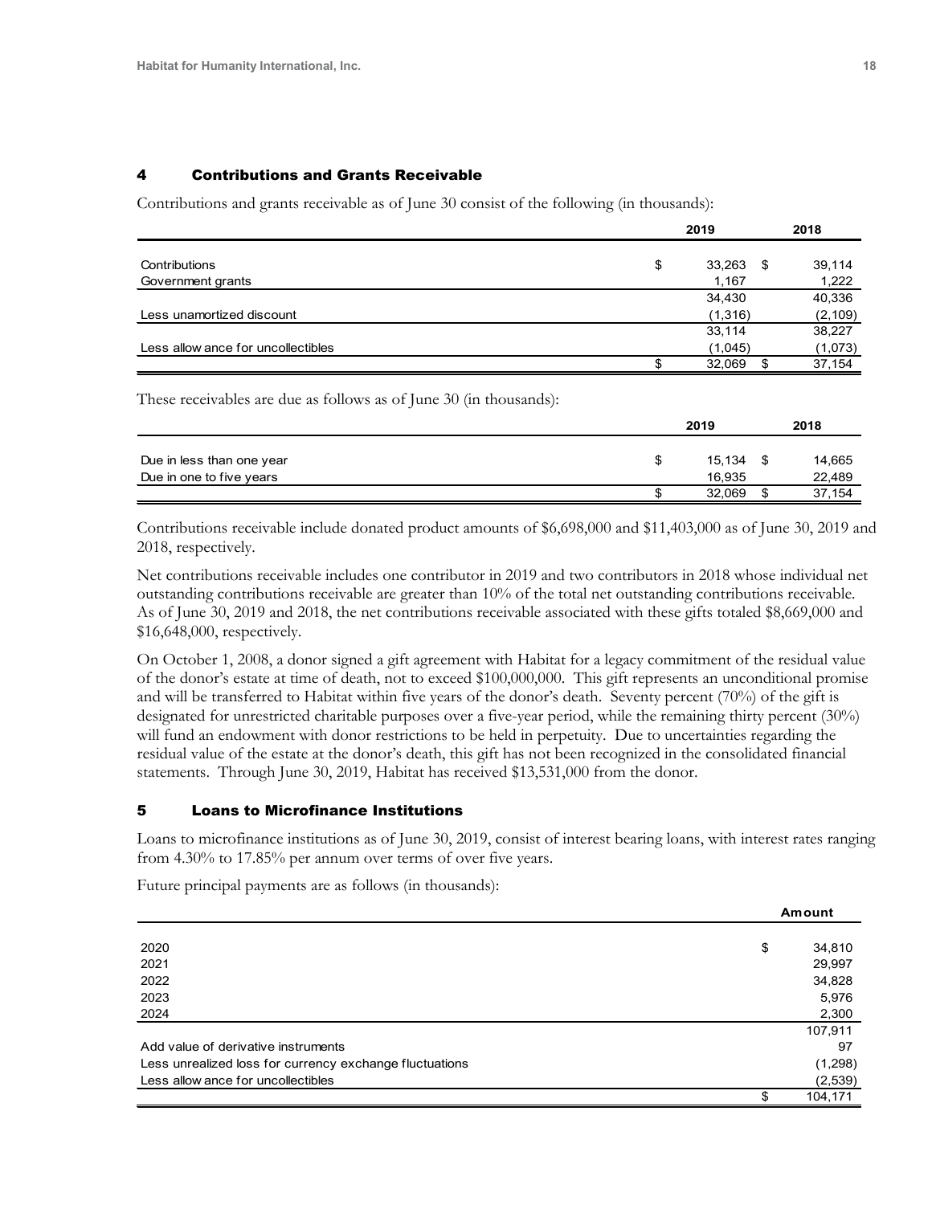## 4 Contributions and Grants Receivable

Contributions and grants receivable as of June 30 consist of the following (in thousands):

| | 2019 | 2018 |
|---|---|---|
| Contributions | $ 33,263 | $ 39,114 |
| Government grants | 1,167 | 1,222 |
| | 34,430 | 40,336 |
| Less unamortized discount | (1,316) | (2,109) |
| | 33,114 | 38,227 |
| Less allowance for uncollectibles | (1,045) | (1,073) |
| | $ 32,069 | $ 37,154 |

These receivables are due as follows as of June 30 (in thousands):

| | 2019 | 2018 |
|---|---|---|
| Due in less than one year | $ 15,134 | $ 14,665 |
| Due in one to five years | 16,935 | 22,489 |
| | $ 32,069 | $ 37,154 |

Contributions receivable include donated product amounts of $6,698,000 and $11,403,000 as of June 30, 2019 and 2018, respectively.

Net contributions receivable includes one contributor in 2019 and two contributors in 2018 whose individual net outstanding contributions receivable are greater than 10% of the total net outstanding contributions receivable. As of June 30, 2019 and 2018, the net contributions receivable associated with these gifts totaled $8,669,000 and $16,648,000, respectively.

On October 1, 2008, a donor signed a gift agreement with Habitat for a legacy commitment of the residual value of the donor's estate at time of death, not to exceed $100,000,000. This gift represents an unconditional promise and will be transferred to Habitat within five years of the donor's death. Seventy percent (70%) of the gift is designated for unrestricted charitable purposes over a five-year period, while the remaining thirty percent (30%) will fund an endowment with donor restrictions to be held in perpetuity. Due to uncertainties regarding the residual value of the estate at the donor's death, this gift has not been recognized in the consolidated financial statements. Through June 30, 2019, Habitat has received $13,531,000 from the donor.

## 5 Loans to Microfinance Institutions

Loans to microfinance institutions as of June 30, 2019, consist of interest bearing loans, with interest rates ranging from 4.30% to 17.85% per annum over terms of over five years.

Future principal payments are as follows (in thousands):

| | Amount |
|---|---|
| 2020 | $ 34,810 |
| 2021 | 29,997 |
| 2022 | 34,828 |
| 2023 | 5,976 |
| 2024 | 2,300 |
| | 107,911 |
| Add value of derivative instruments | 97 |
| Less unrealized loss for currency exchange fluctuations | (1,298) |
| Less allowance for uncollectibles | (2,539) |
| | $ 104,171 |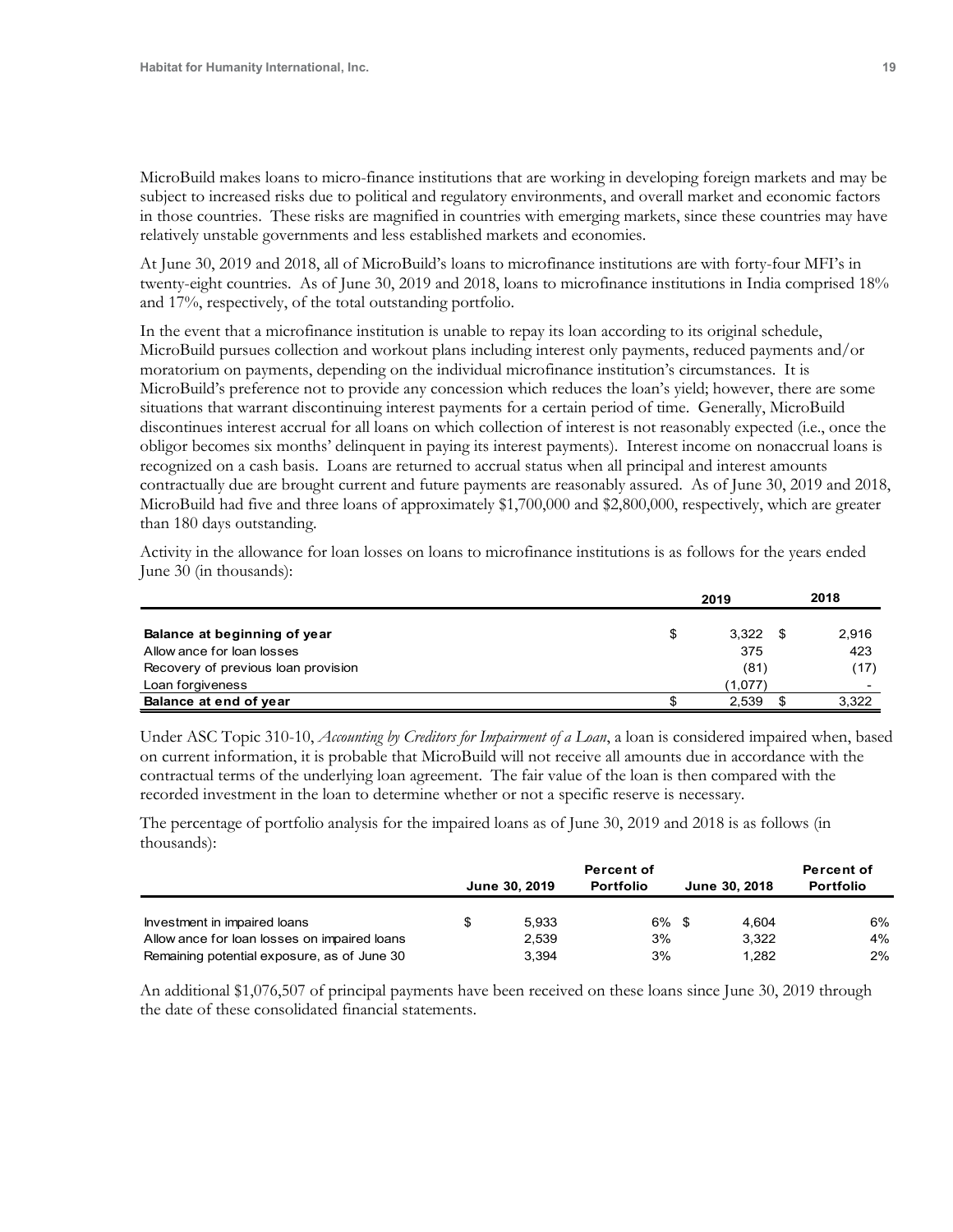MicroBuild makes loans to micro-finance institutions that are working in developing foreign markets and may be subject to increased risks due to political and regulatory environments, and overall market and economic factors in those countries. These risks are magnified in countries with emerging markets, since these countries may have relatively unstable governments and less established markets and economies.

At June 30, 2019 and 2018, all of MicroBuild's loans to microfinance institutions are with forty-four MFI's in twenty-eight countries. As of June 30, 2019 and 2018, loans to microfinance institutions in India comprised 18% and 17%, respectively, of the total outstanding portfolio.

In the event that a microfinance institution is unable to repay its loan according to its original schedule, MicroBuild pursues collection and workout plans including interest only payments, reduced payments and/or moratorium on payments, depending on the individual microfinance institution's circumstances. It is MicroBuild's preference not to provide any concession which reduces the loan's yield; however, there are some situations that warrant discontinuing interest payments for a certain period of time. Generally, MicroBuild discontinues interest accrual for all loans on which collection of interest is not reasonably expected (i.e., once the obligor becomes six months' delinquent in paying its interest payments). Interest income on nonaccrual loans is recognized on a cash basis. Loans are returned to accrual status when all principal and interest amounts contractually due are brought current and future payments are reasonably assured. As of June 30, 2019 and 2018, MicroBuild had five and three loans of approximately $1,700,000 and $2,800,000, respectively, which are greater than 180 days outstanding.

Activity in the allowance for loan losses on loans to microfinance institutions is as follows for the years ended June 30 (in thousands):

| | 2019 | 2018 |
|---|---|---|
| **Balance at beginning of year** | $ 3,322 | $ 2,916 |
| Allowance for loan losses | 375 | 423 |
| Recovery of previous loan provision | (81) | (17) |
| Loan forgiveness | (1,077) | - |
| **Balance at end of year** | $ 2,539 | $ 3,322 |

Under ASC Topic 310-10, *Accounting by Creditors for Impairment of a Loan*, a loan is considered impaired when, based on current information, it is probable that MicroBuild will not receive all amounts due in accordance with the contractual terms of the underlying loan agreement. The fair value of the loan is then compared with the recorded investment in the loan to determine whether or not a specific reserve is necessary.

The percentage of portfolio analysis for the impaired loans as of June 30, 2019 and 2018 is as follows (in thousands):

| | June 30, 2019 | Percent of Portfolio | June 30, 2018 | Percent of Portfolio |
|---|---|---|---|---|
| Investment in impaired loans | $ 5,933 | 6% | $ 4,604 | 6% |
| Allowance for loan losses on impaired loans | 2,539 | 3% | 3,322 | 4% |
| Remaining potential exposure, as of June 30 | 3,394 | 3% | 1,282 | 2% |

An additional $1,076,507 of principal payments have been received on these loans since June 30, 2019 through the date of these consolidated financial statements.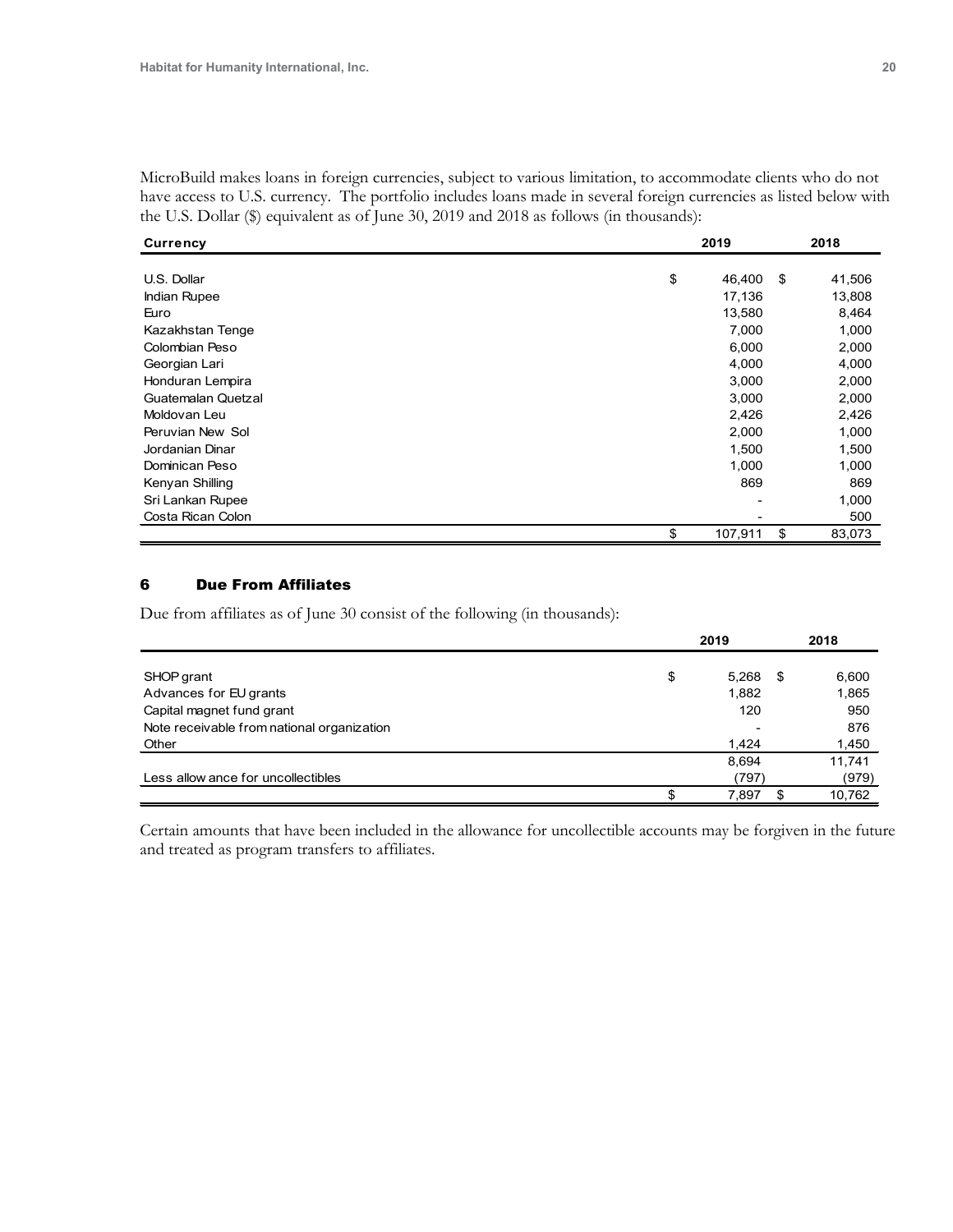MicroBuild makes loans in foreign currencies, subject to various limitation, to accommodate clients who do not have access to U.S. currency. The portfolio includes loans made in several foreign currencies as listed below with the U.S. Dollar ($) equivalent as of June 30, 2019 and 2018 as follows (in thousands):

| Currency | 2019 | 2018 |
|---|---|---|
| U.S. Dollar | $ 46,400 | $ 41,506 |
| Indian Rupee | 17,136 | 13,808 |
| Euro | 13,580 | 8,464 |
| Kazakhstan Tenge | 7,000 | 1,000 |
| Colombian Peso | 6,000 | 2,000 |
| Georgian Lari | 4,000 | 4,000 |
| Honduran Lempira | 3,000 | 2,000 |
| Guatemalan Quetzal | 3,000 | 2,000 |
| Moldovan Leu | 2,426 | 2,426 |
| Peruvian New Sol | 2,000 | 1,000 |
| Jordanian Dinar | 1,500 | 1,500 |
| Dominican Peso | 1,000 | 1,000 |
| Kenyan Shilling | 869 | 869 |
| Sri Lankan Rupee | - | 1,000 |
| Costa Rican Colon | - | 500 |
| | $ 107,911 | $ 83,073 |

## 6 Due From Affiliates

Due from affiliates as of June 30 consist of the following (in thousands):

| | 2019 | 2018 |
|---|---|---|
| SHOP grant | $ 5,268 | $ 6,600 |
| Advances for EU grants | 1,882 | 1,865 |
| Capital magnet fund grant | 120 | 950 |
| Note receivable from national organization | - | 876 |
| Other | 1,424 | 1,450 |
| | 8,694 | 11,741 |
| Less allowance for uncollectibles | (797) | (979) |
| | $ 7,897 | $ 10,762 |

Certain amounts that have been included in the allowance for uncollectible accounts may be forgiven in the future and treated as program transfers to affiliates.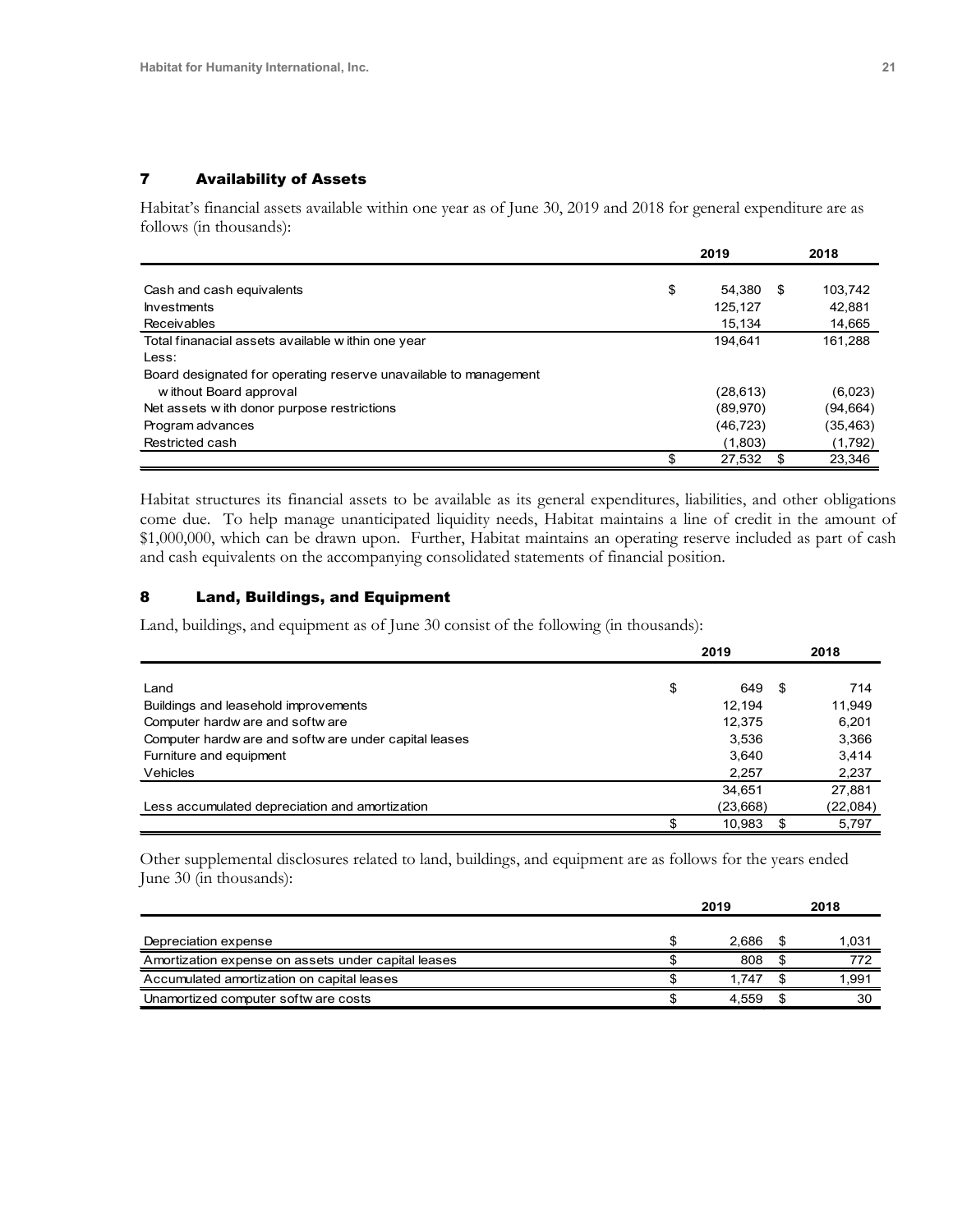## 7 Availability of Assets

Habitat's financial assets available within one year as of June 30, 2019 and 2018 for general expenditure are as follows (in thousands):

| | 2019 | 2018 |
|---|---|---|
| Cash and cash equivalents | $ 54,380 | $ 103,742 |
| Investments | 125,127 | 42,881 |
| Receivables | 15,134 | 14,665 |
| Total finanacial assets available within one year | 194,641 | 161,288 |
| Less: | | |
| Board designated for operating reserve unavailable to management without Board approval | (28,613) | (6,023) |
| Net assets with donor purpose restrictions | (89,970) | (94,664) |
| Program advances | (46,723) | (35,463) |
| Restricted cash | (1,803) | (1,792) |
| | $ 27,532 | $ 23,346 |

Habitat structures its financial assets to be available as its general expenditures, liabilities, and other obligations come due. To help manage unanticipated liquidity needs, Habitat maintains a line of credit in the amount of $1,000,000, which can be drawn upon. Further, Habitat maintains an operating reserve included as part of cash and cash equivalents on the accompanying consolidated statements of financial position.

## 8 Land, Buildings, and Equipment

Land, buildings, and equipment as of June 30 consist of the following (in thousands):

| | 2019 | 2018 |
|---|---|---|
| Land | $ 649 | $ 714 |
| Buildings and leasehold improvements | 12,194 | 11,949 |
| Computer hardware and software | 12,375 | 6,201 |
| Computer hardware and software under capital leases | 3,536 | 3,366 |
| Furniture and equipment | 3,640 | 3,414 |
| Vehicles | 2,257 | 2,237 |
| | 34,651 | 27,881 |
| Less accumulated depreciation and amortization | (23,668) | (22,084) |
| | $ 10,983 | $ 5,797 |

Other supplemental disclosures related to land, buildings, and equipment are as follows for the years ended June 30 (in thousands):

| | 2019 | 2018 |
|---|---|---|
| Depreciation expense | $ 2,686 | $ 1,031 |
| Amortization expense on assets under capital leases | $ 808 | $ 772 |
| Accumulated amortization on capital leases | $ 1,747 | $ 1,991 |
| Unamortized computer software costs | $ 4,559 | $ 30 |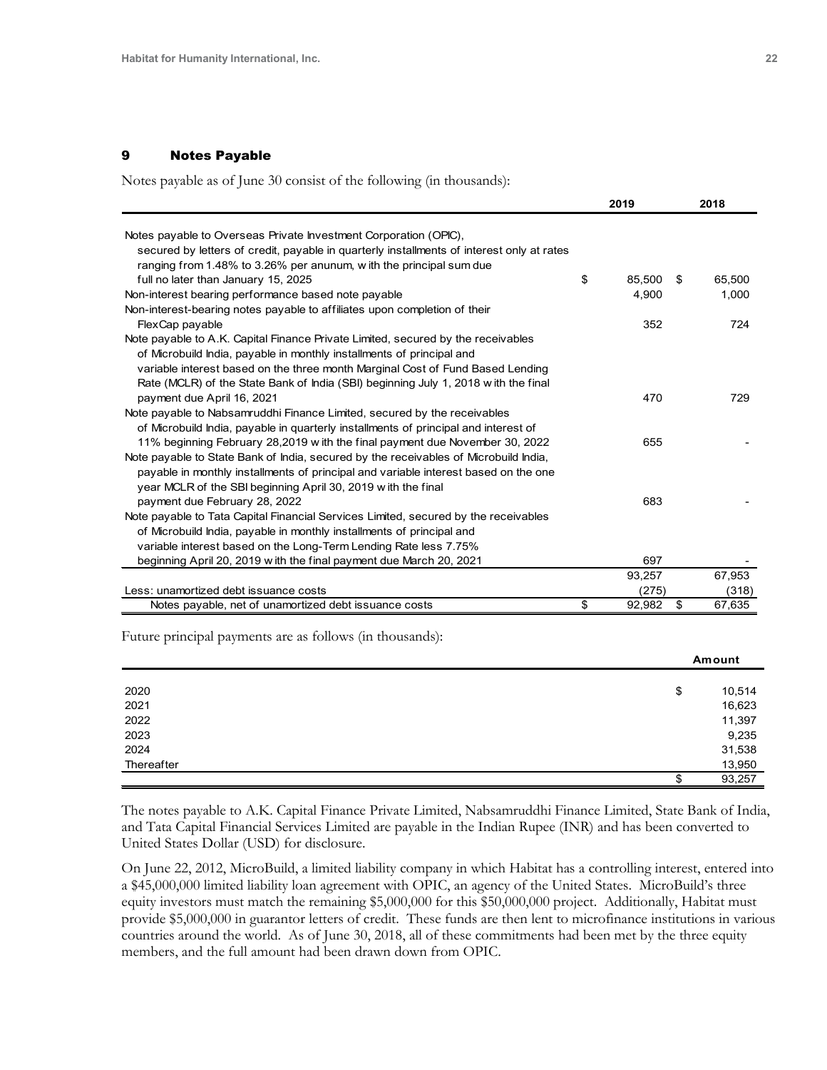## 9 Notes Payable

Notes payable as of June 30 consist of the following (in thousands):

| | 2019 | 2018 |
|---|---|---|
| Notes payable to Overseas Private Investment Corporation (OPIC), secured by letters of credit, payable in quarterly installments of interest only at rates ranging from 1.48% to 3.26% per anunum, with the principal sum due full no later than January 15, 2025 | $ 85,500 | $ 65,500 |
| Non-interest bearing performance based note payable | 4,900 | 1,000 |
| Non-interest-bearing notes payable to affiliates upon completion of their FlexCap payable | 352 | 724 |
| Note payable to A.K. Capital Finance Private Limited, secured by the receivables of Microbuild India, payable in monthly installments of principal and variable interest based on the three month Marginal Cost of Fund Based Lending Rate (MCLR) of the State Bank of India (SBI) beginning July 1, 2018 with the final payment due April 16, 2021 | 470 | 729 |
| Note payable to Nabsamruddhi Finance Limited, secured by the receivables of Microbuild India, payable in quarterly installments of principal and interest of 11% beginning February 28,2019 with the final payment due November 30, 2022 | 655 | - |
| Note payable to State Bank of India, secured by the receivables of Microbuild India, payable in monthly installments of principal and variable interest based on the one year MCLR of the SBI beginning April 30, 2019 with the final payment due February 28, 2022 | 683 | - |
| Note payable to Tata Capital Financial Services Limited, secured by the receivables of Microbuild India, payable in monthly installments of principal and variable interest based on the Long-Term Lending Rate less 7.75% beginning April 20, 2019 with the final payment due March 20, 2021 | 697 | - |
| | 93,257 | 67,953 |
| Less: unamortized debt issuance costs | (275) | (318) |
| Notes payable, net of unamortized debt issuance costs | $ 92,982 | $ 67,635 |

Future principal payments are as follows (in thousands):

| | Amount |
|---|---|
| 2020 | $ 10,514 |
| 2021 | 16,623 |
| 2022 | 11,397 |
| 2023 | 9,235 |
| 2024 | 31,538 |
| Thereafter | 13,950 |
| | $ 93,257 |

The notes payable to A.K. Capital Finance Private Limited, Nabsamruddhi Finance Limited, State Bank of India, and Tata Capital Financial Services Limited are payable in the Indian Rupee (INR) and has been converted to United States Dollar (USD) for disclosure.

On June 22, 2012, MicroBuild, a limited liability company in which Habitat has a controlling interest, entered into a $45,000,000 limited liability loan agreement with OPIC, an agency of the United States. MicroBuild's three equity investors must match the remaining $5,000,000 for this $50,000,000 project. Additionally, Habitat must provide $5,000,000 in guarantor letters of credit. These funds are then lent to microfinance institutions in various countries around the world. As of June 30, 2018, all of these commitments had been met by the three equity members, and the full amount had been drawn down from OPIC.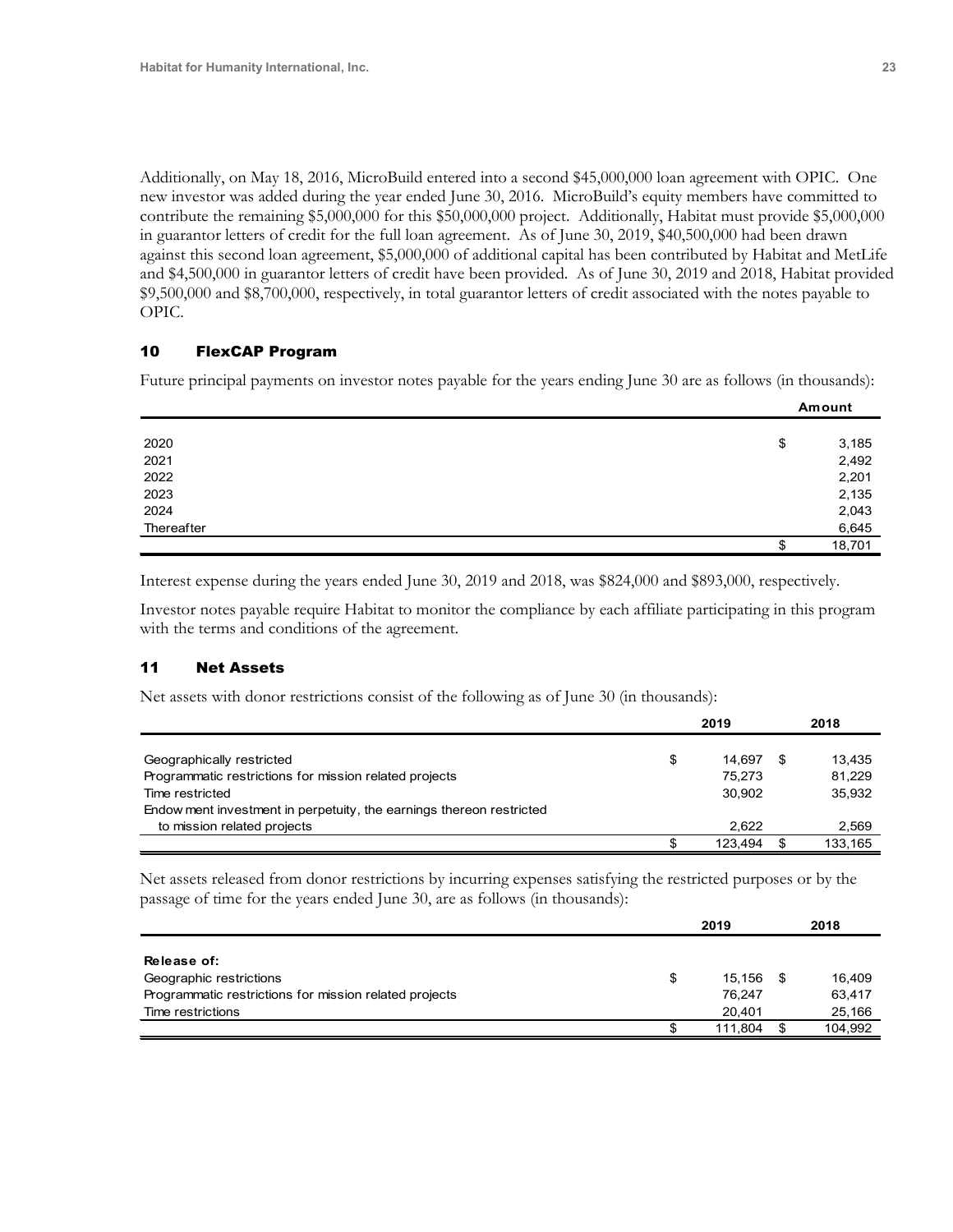Additionally, on May 18, 2016, MicroBuild entered into a second $45,000,000 loan agreement with OPIC. One new investor was added during the year ended June 30, 2016. MicroBuild's equity members have committed to contribute the remaining $5,000,000 for this $50,000,000 project. Additionally, Habitat must provide $5,000,000 in guarantor letters of credit for the full loan agreement. As of June 30, 2019, $40,500,000 had been drawn against this second loan agreement, $5,000,000 of additional capital has been contributed by Habitat and MetLife and $4,500,000 in guarantor letters of credit have been provided. As of June 30, 2019 and 2018, Habitat provided $9,500,000 and $8,700,000, respectively, in total guarantor letters of credit associated with the notes payable to OPIC.

## 10 FlexCAP Program

Future principal payments on investor notes payable for the years ending June 30 are as follows (in thousands):

| | Amount |
|---|---|
| 2020 | $ 3,185 |
| 2021 | 2,492 |
| 2022 | 2,201 |
| 2023 | 2,135 |
| 2024 | 2,043 |
| Thereafter | 6,645 |
| | $ 18,701 |

Interest expense during the years ended June 30, 2019 and 2018, was $824,000 and $893,000, respectively.

Investor notes payable require Habitat to monitor the compliance by each affiliate participating in this program with the terms and conditions of the agreement.

## 11 Net Assets

Net assets with donor restrictions consist of the following as of June 30 (in thousands):

| | 2019 | 2018 |
|---|---|---|
| Geographically restricted | $ 14,697 | $ 13,435 |
| Programmatic restrictions for mission related projects | 75,273 | 81,229 |
| Time restricted | 30,902 | 35,932 |
| Endowment investment in perpetuity, the earnings thereon restricted to mission related projects | 2,622 | 2,569 |
| | $ 123,494 | $ 133,165 |

Net assets released from donor restrictions by incurring expenses satisfying the restricted purposes or by the passage of time for the years ended June 30, are as follows (in thousands):

| | 2019 | 2018 |
|---|---|---|
| **Release of:** | | |
| Geographic restrictions | $ 15,156 | $ 16,409 |
| Programmatic restrictions for mission related projects | 76,247 | 63,417 |
| Time restrictions | 20,401 | 25,166 |
| | $ 111,804 | $ 104,992 |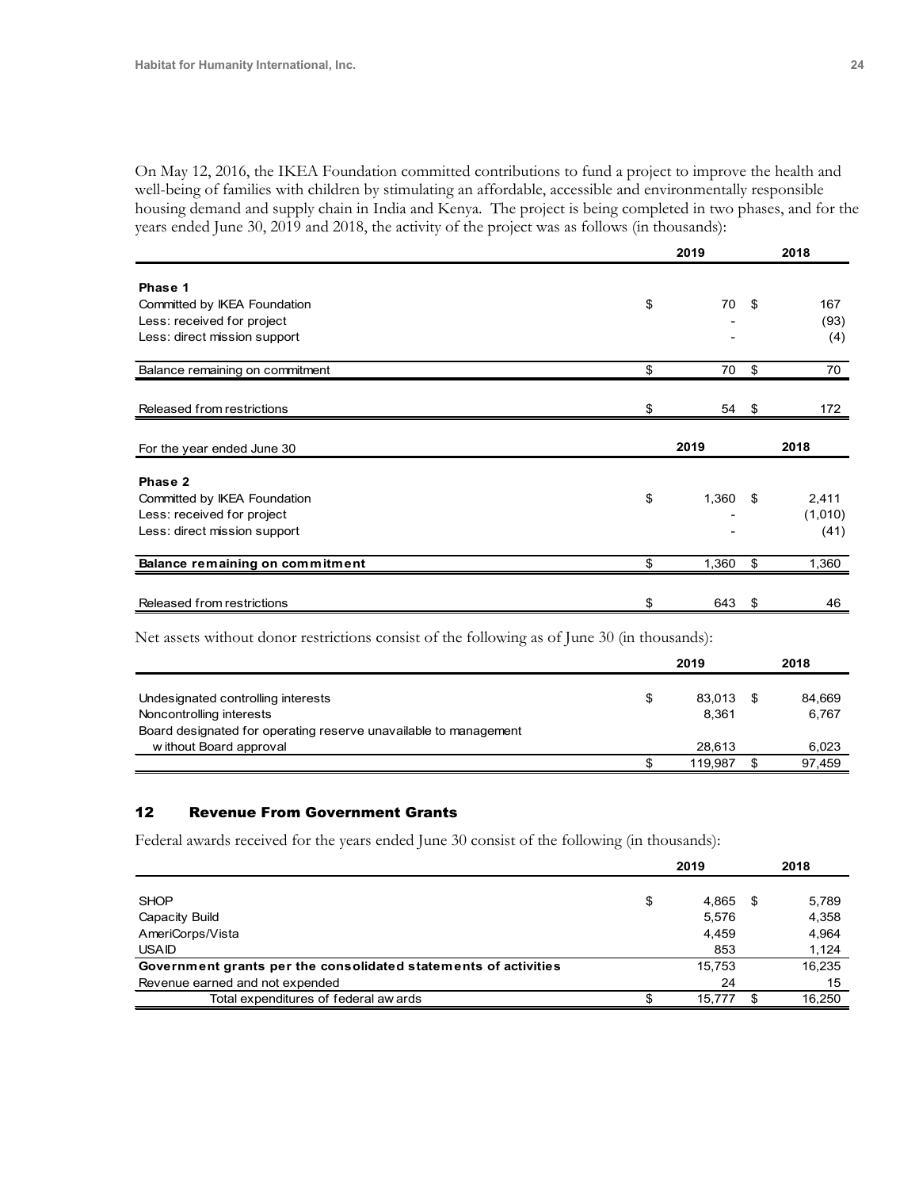On May 12, 2016, the IKEA Foundation committed contributions to fund a project to improve the health and well-being of families with children by stimulating an affordable, accessible and environmentally responsible housing demand and supply chain in India and Kenya. The project is being completed in two phases, and for the years ended June 30, 2019 and 2018, the activity of the project was as follows (in thousands):

| | 2019 | 2018 |
|---|---|---|
| **Phase 1** | | |
| Committed by IKEA Foundation | $ 70 | $ 167 |
| Less: received for project | - | (93) |
| Less: direct mission support | - | (4) |
| Balance remaining on commitment | $ 70 | $ 70 |
| Released from restrictions | $ 54 | $ 172 |

| For the year ended June 30 | 2019 | 2018 |
|---|---|---|
| **Phase 2** | | |
| Committed by IKEA Foundation | $ 1,360 | $ 2,411 |
| Less: received for project | - | (1,010) |
| Less: direct mission support | - | (41) |
| **Balance remaining on commitment** | $ 1,360 | $ 1,360 |
| Released from restrictions | $ 643 | $ 46 |

Net assets without donor restrictions consist of the following as of June 30 (in thousands):

| | 2019 | 2018 |
|---|---|---|
| Undesignated controlling interests | $ 83,013 | $ 84,669 |
| Noncontrolling interests | 8,361 | 6,767 |
| Board designated for operating reserve unavailable to management without Board approval | 28,613 | 6,023 |
| | $ 119,987 | $ 97,459 |

## 12 Revenue From Government Grants

Federal awards received for the years ended June 30 consist of the following (in thousands):

| | 2019 | 2018 |
|---|---|---|
| SHOP | $ 4,865 | $ 5,789 |
| Capacity Build | 5,576 | 4,358 |
| AmeriCorps/Vista | 4,459 | 4,964 |
| USAID | 853 | 1,124 |
| **Government grants per the consolidated statements of activities** | 15,753 | 16,235 |
| Revenue earned and not expended | 24 | 15 |
| Total expenditures of federal awards | $ 15,777 | $ 16,250 |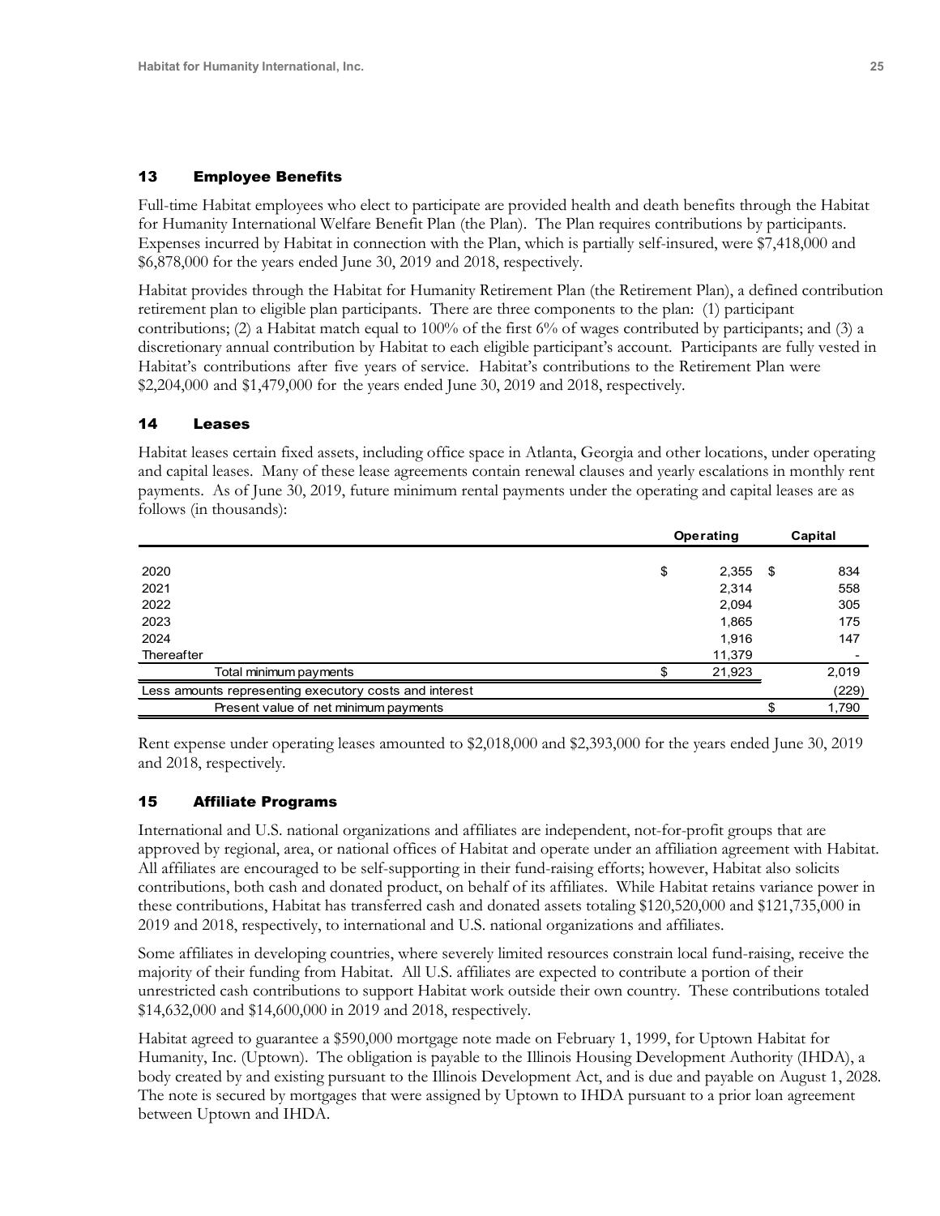## 13 Employee Benefits

Full-time Habitat employees who elect to participate are provided health and death benefits through the Habitat for Humanity International Welfare Benefit Plan (the Plan). The Plan requires contributions by participants. Expenses incurred by Habitat in connection with the Plan, which is partially self-insured, were $7,418,000 and $6,878,000 for the years ended June 30, 2019 and 2018, respectively.

Habitat provides through the Habitat for Humanity Retirement Plan (the Retirement Plan), a defined contribution retirement plan to eligible plan participants. There are three components to the plan: (1) participant contributions; (2) a Habitat match equal to 100% of the first 6% of wages contributed by participants; and (3) a discretionary annual contribution by Habitat to each eligible participant's account. Participants are fully vested in Habitat's contributions after five years of service. Habitat's contributions to the Retirement Plan were $2,204,000 and $1,479,000 for the years ended June 30, 2019 and 2018, respectively.

## 14 Leases

Habitat leases certain fixed assets, including office space in Atlanta, Georgia and other locations, under operating and capital leases. Many of these lease agreements contain renewal clauses and yearly escalations in monthly rent payments. As of June 30, 2019, future minimum rental payments under the operating and capital leases are as follows (in thousands):

| | Operating | Capital |
|---|---|---|
| 2020 | $ 2,355 | $ 834 |
| 2021 | 2,314 | 558 |
| 2022 | 2,094 | 305 |
| 2023 | 1,865 | 175 |
| 2024 | 1,916 | 147 |
| Thereafter | 11,379 | - |
| Total minimum payments | $ 21,923 | 2,019 |
| Less amounts representing executory costs and interest | | (229) |
| Present value of net minimum payments | | $ 1,790 |

Rent expense under operating leases amounted to $2,018,000 and $2,393,000 for the years ended June 30, 2019 and 2018, respectively.

## 15 Affiliate Programs

International and U.S. national organizations and affiliates are independent, not-for-profit groups that are approved by regional, area, or national offices of Habitat and operate under an affiliation agreement with Habitat. All affiliates are encouraged to be self-supporting in their fund-raising efforts; however, Habitat also solicits contributions, both cash and donated product, on behalf of its affiliates. While Habitat retains variance power in these contributions, Habitat has transferred cash and donated assets totaling $120,520,000 and $121,735,000 in 2019 and 2018, respectively, to international and U.S. national organizations and affiliates.

Some affiliates in developing countries, where severely limited resources constrain local fund-raising, receive the majority of their funding from Habitat. All U.S. affiliates are expected to contribute a portion of their unrestricted cash contributions to support Habitat work outside their own country. These contributions totaled $14,632,000 and $14,600,000 in 2019 and 2018, respectively.

Habitat agreed to guarantee a $590,000 mortgage note made on February 1, 1999, for Uptown Habitat for Humanity, Inc. (Uptown). The obligation is payable to the Illinois Housing Development Authority (IHDA), a body created by and existing pursuant to the Illinois Development Act, and is due and payable on August 1, 2028. The note is secured by mortgages that were assigned by Uptown to IHDA pursuant to a prior loan agreement between Uptown and IHDA.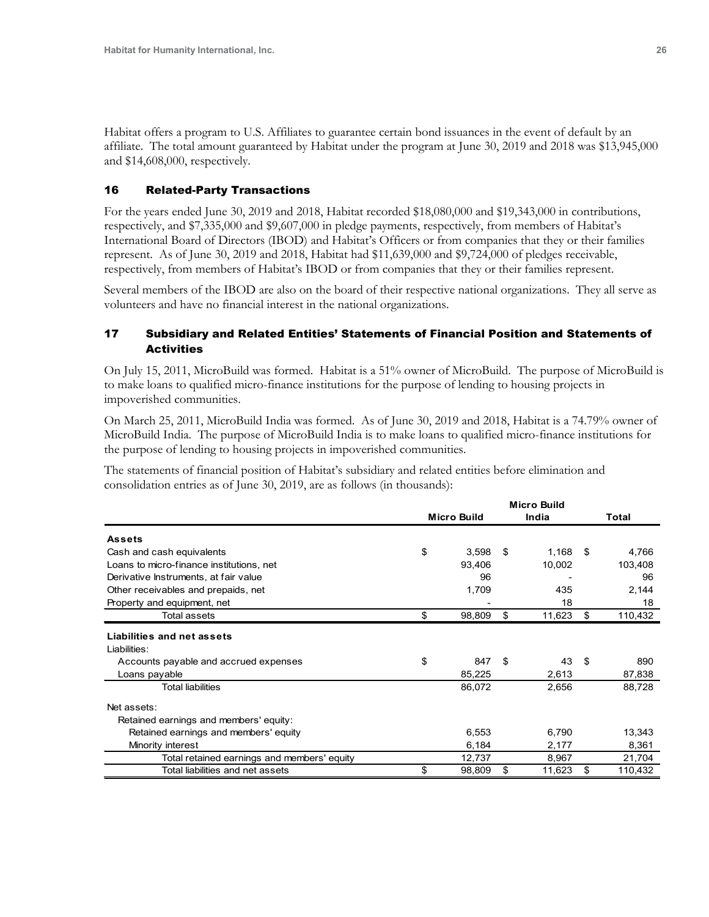Habitat offers a program to U.S. Affiliates to guarantee certain bond issuances in the event of default by an affiliate. The total amount guaranteed by Habitat under the program at June 30, 2019 and 2018 was $13,945,000 and $14,608,000, respectively.

## 16 Related-Party Transactions

For the years ended June 30, 2019 and 2018, Habitat recorded $18,080,000 and $19,343,000 in contributions, respectively, and $7,335,000 and $9,607,000 in pledge payments, respectively, from members of Habitat's International Board of Directors (IBOD) and Habitat's Officers or from companies that they or their families represent. As of June 30, 2019 and 2018, Habitat had $11,639,000 and $9,724,000 of pledges receivable, respectively, from members of Habitat's IBOD or from companies that they or their families represent.

Several members of the IBOD are also on the board of their respective national organizations. They all serve as volunteers and have no financial interest in the national organizations.

## 17 Subsidiary and Related Entities' Statements of Financial Position and Statements of Activities

On July 15, 2011, MicroBuild was formed. Habitat is a 51% owner of MicroBuild. The purpose of MicroBuild is to make loans to qualified micro-finance institutions for the purpose of lending to housing projects in impoverished communities.

On March 25, 2011, MicroBuild India was formed. As of June 30, 2019 and 2018, Habitat is a 74.79% owner of MicroBuild India. The purpose of MicroBuild India is to make loans to qualified micro-finance institutions for the purpose of lending to housing projects in impoverished communities.

The statements of financial position of Habitat's subsidiary and related entities before elimination and consolidation entries as of June 30, 2019, are as follows (in thousands):

| | Micro Build | Micro Build India | Total |
|---|---|---|---|
| **Assets** | | | |
| Cash and cash equivalents | $ 3,598 | $ 1,168 | $ 4,766 |
| Loans to micro-finance institutions, net | 93,406 | 10,002 | 103,408 |
| Derivative Instruments, at fair value | 96 | - | 96 |
| Other receivables and prepaids, net | 1,709 | 435 | 2,144 |
| Property and equipment, net | - | 18 | 18 |
| Total assets | $ 98,809 | $ 11,623 | $ 110,432 |
| **Liabilities and net assets** | | | |
| Liabilities: | | | |
| Accounts payable and accrued expenses | $ 847 | $ 43 | $ 890 |
| Loans payable | 85,225 | 2,613 | 87,838 |
| Total liabilities | 86,072 | 2,656 | 88,728 |
| Net assets: | | | |
| Retained earnings and members' equity: | | | |
| Retained earnings and members' equity | 6,553 | 6,790 | 13,343 |
| Minority interest | 6,184 | 2,177 | 8,361 |
| Total retained earnings and members' equity | 12,737 | 8,967 | 21,704 |
| Total liabilities and net assets | $ 98,809 | $ 11,623 | $ 110,432 |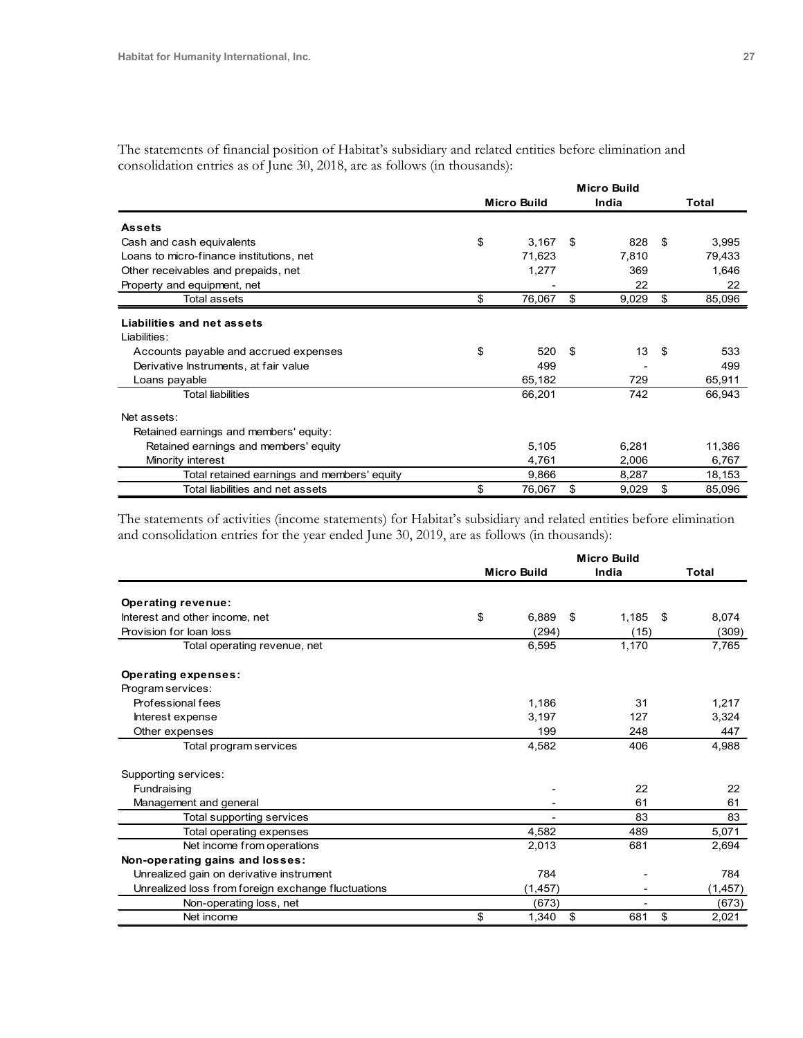The statements of financial position of Habitat's subsidiary and related entities before elimination and consolidation entries as of June 30, 2018, are as follows (in thousands):

| | Micro Build | Micro Build India | Total |
|---|---|---|---|
| **Assets** | | | |
| Cash and cash equivalents | $ 3,167 | $ 828 | $ 3,995 |
| Loans to micro-finance institutions, net | 71,623 | 7,810 | 79,433 |
| Other receivables and prepaids, net | 1,277 | 369 | 1,646 |
| Property and equipment, net | - | 22 | 22 |
| Total assets | $ 76,067 | $ 9,029 | $ 85,096 |
| **Liabilities and net assets** | | | |
| Liabilities: | | | |
| Accounts payable and accrued expenses | $ 520 | $ 13 | $ 533 |
| Derivative Instruments, at fair value | 499 | - | 499 |
| Loans payable | 65,182 | 729 | 65,911 |
| Total liabilities | 66,201 | 742 | 66,943 |
| Net assets: | | | |
| Retained earnings and members' equity: | | | |
| Retained earnings and members' equity | 5,105 | 6,281 | 11,386 |
| Minority interest | 4,761 | 2,006 | 6,767 |
| Total retained earnings and members' equity | 9,866 | 8,287 | 18,153 |
| Total liabilities and net assets | $ 76,067 | $ 9,029 | $ 85,096 |

The statements of activities (income statements) for Habitat's subsidiary and related entities before elimination and consolidation entries for the year ended June 30, 2019, are as follows (in thousands):

| | Micro Build | Micro Build India | Total |
|---|---|---|---|
| **Operating revenue:** | | | |
| Interest and other income, net | $ 6,889 | $ 1,185 | $ 8,074 |
| Provision for loan loss | (294) | (15) | (309) |
| Total operating revenue, net | 6,595 | 1,170 | 7,765 |
| **Operating expenses:** | | | |
| Program services: | | | |
| Professional fees | 1,186 | 31 | 1,217 |
| Interest expense | 3,197 | 127 | 3,324 |
| Other expenses | 199 | 248 | 447 |
| Total program services | 4,582 | 406 | 4,988 |
| Supporting services: | | | |
| Fundraising | - | 22 | 22 |
| Management and general | - | 61 | 61 |
| Total supporting services | - | 83 | 83 |
| Total operating expenses | 4,582 | 489 | 5,071 |
| Net income from operations | 2,013 | 681 | 2,694 |
| **Non-operating gains and losses:** | | | |
| Unrealized gain on derivative instrument | 784 | - | 784 |
| Unrealized loss from foreign exchange fluctuations | (1,457) | - | (1,457) |
| Non-operating loss, net | (673) | - | (673) |
| Net income | $ 1,340 | $ 681 | $ 2,021 |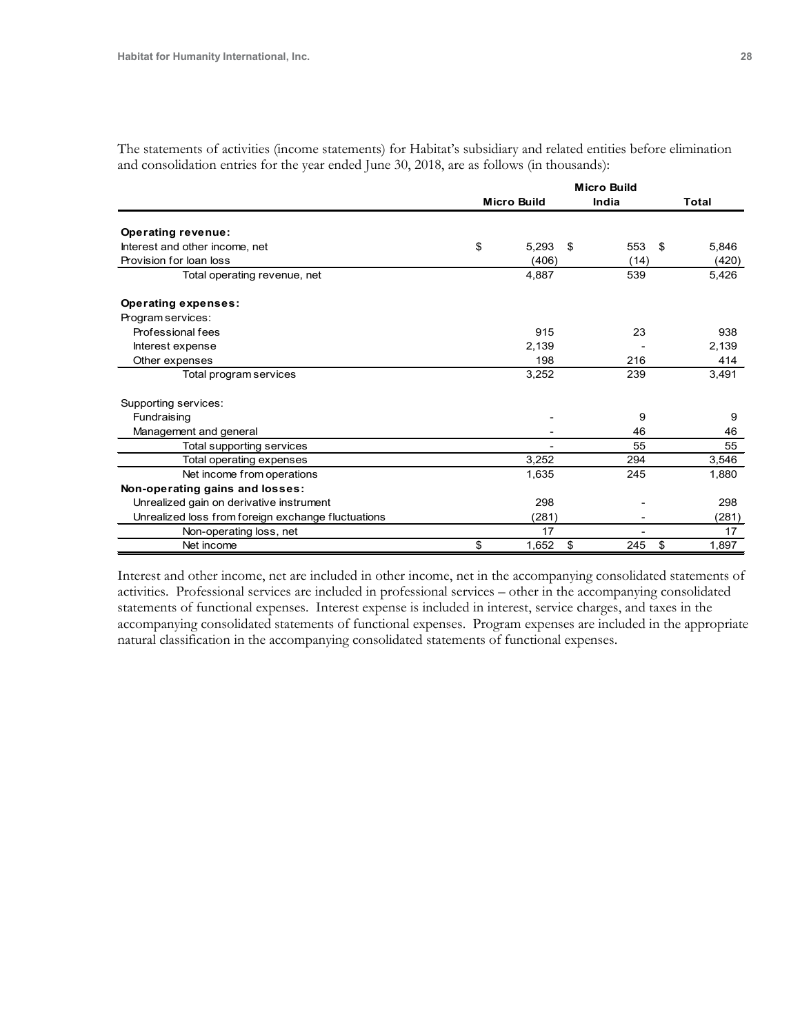The statements of activities (income statements) for Habitat's subsidiary and related entities before elimination and consolidation entries for the year ended June 30, 2018, are as follows (in thousands):

| | Micro Build | Micro Build India | Total |
|---|---|---|---|
| **Operating revenue:** | | | |
| Interest and other income, net | $ 5,293 | $ 553 | $ 5,846 |
| Provision for loan loss | (406) | (14) | (420) |
| Total operating revenue, net | 4,887 | 539 | 5,426 |
| **Operating expenses:** | | | |
| Program services: | | | |
| Professional fees | 915 | 23 | 938 |
| Interest expense | 2,139 | - | 2,139 |
| Other expenses | 198 | 216 | 414 |
| Total program services | 3,252 | 239 | 3,491 |
| Supporting services: | | | |
| Fundraising | - | 9 | 9 |
| Management and general | - | 46 | 46 |
| Total supporting services | - | 55 | 55 |
| Total operating expenses | 3,252 | 294 | 3,546 |
| Net income from operations | 1,635 | 245 | 1,880 |
| **Non-operating gains and losses:** | | | |
| Unrealized gain on derivative instrument | 298 | - | 298 |
| Unrealized loss from foreign exchange fluctuations | (281) | - | (281) |
| Non-operating loss, net | 17 | - | 17 |
| Net income | $ 1,652 | $ 245 | $ 1,897 |

Interest and other income, net are included in other income, net in the accompanying consolidated statements of activities. Professional services are included in professional services – other in the accompanying consolidated statements of functional expenses. Interest expense is included in interest, service charges, and taxes in the accompanying consolidated statements of functional expenses. Program expenses are included in the appropriate natural classification in the accompanying consolidated statements of functional expenses.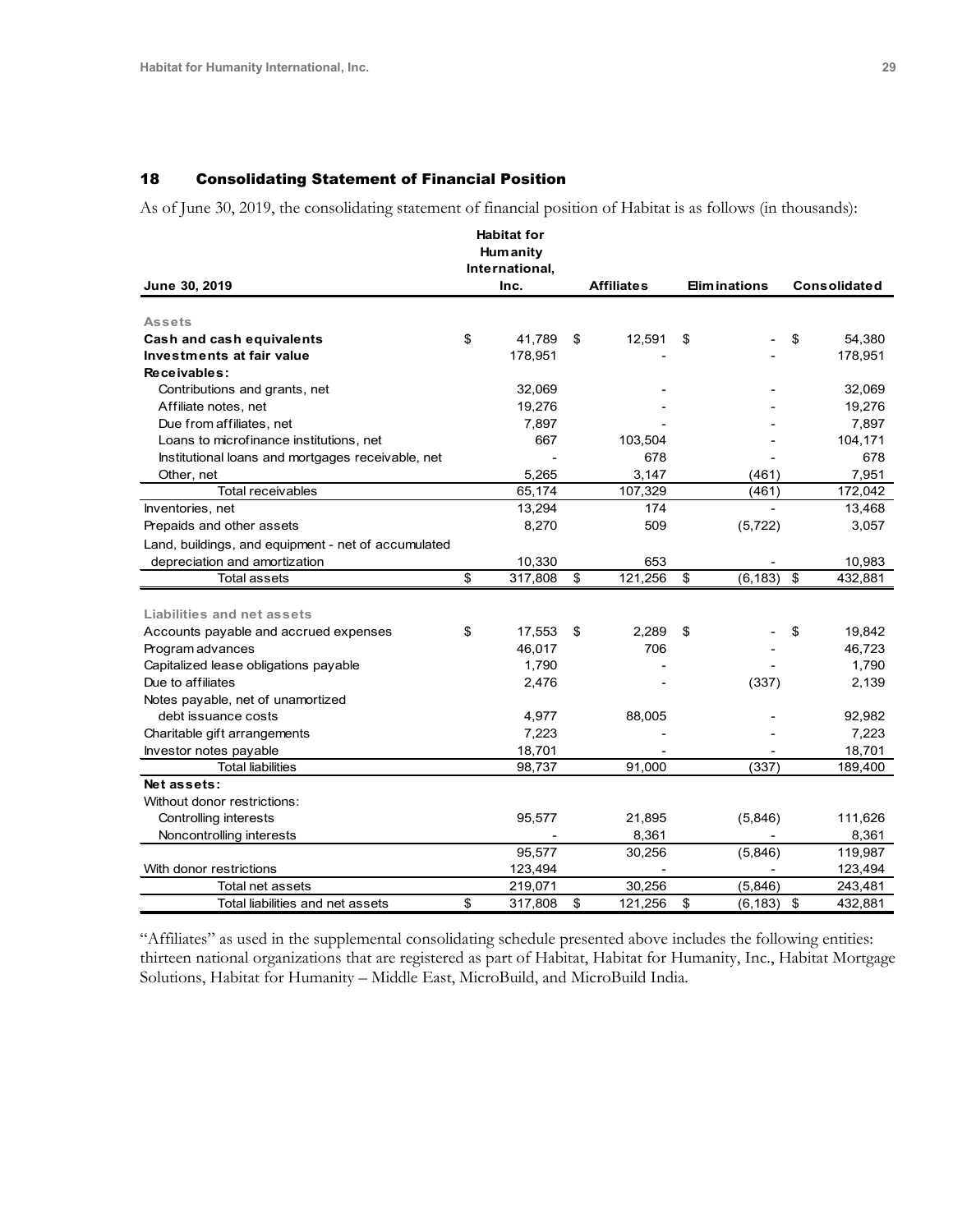## 18 Consolidating Statement of Financial Position

As of June 30, 2019, the consolidating statement of financial position of Habitat is as follows (in thousands):

| June 30, 2019 | Habitat for Humanity International, Inc. | Affiliates | Eliminations | Consolidated |
|---|---|---|---|---|
| **Assets** | | | | |
| **Cash and cash equivalents** | $ 41,789 | $ 12,591 | $ - | $ 54,380 |
| **Investments at fair value** | 178,951 | - | - | 178,951 |
| **Receivables:** | | | | |
| Contributions and grants, net | 32,069 | - | - | 32,069 |
| Affiliate notes, net | 19,276 | - | - | 19,276 |
| Due from affiliates, net | 7,897 | - | - | 7,897 |
| Loans to microfinance institutions, net | 667 | 103,504 | - | 104,171 |
| Institutional loans and mortgages receivable, net | - | 678 | - | 678 |
| Other, net | 5,265 | 3,147 | (461) | 7,951 |
| Total receivables | 65,174 | 107,329 | (461) | 172,042 |
| Inventories, net | 13,294 | 174 | - | 13,468 |
| Prepaids and other assets | 8,270 | 509 | (5,722) | 3,057 |
| Land, buildings, and equipment - net of accumulated depreciation and amortization | 10,330 | 653 | - | 10,983 |
| Total assets | $ 317,808 | $ 121,256 | $ (6,183) | $ 432,881 |
| **Liabilities and net assets** | | | | |
| Accounts payable and accrued expenses | $ 17,553 | $ 2,289 | $ - | $ 19,842 |
| Program advances | 46,017 | 706 | - | 46,723 |
| Capitalized lease obligations payable | 1,790 | - | - | 1,790 |
| Due to affiliates | 2,476 | - | (337) | 2,139 |
| Notes payable, net of unamortized debt issuance costs | 4,977 | 88,005 | - | 92,982 |
| Charitable gift arrangements | 7,223 | - | - | 7,223 |
| Investor notes payable | 18,701 | - | - | 18,701 |
| Total liabilities | 98,737 | 91,000 | (337) | 189,400 |
| **Net assets:** | | | | |
| Without donor restrictions: | | | | |
| Controlling interests | 95,577 | 21,895 | (5,846) | 111,626 |
| Noncontrolling interests | - | 8,361 | - | 8,361 |
| | 95,577 | 30,256 | (5,846) | 119,987 |
| With donor restrictions | 123,494 | - | - | 123,494 |
| Total net assets | 219,071 | 30,256 | (5,846) | 243,481 |
| Total liabilities and net assets | $ 317,808 | $ 121,256 | $ (6,183) | $ 432,881 |

"Affiliates" as used in the supplemental consolidating schedule presented above includes the following entities: thirteen national organizations that are registered as part of Habitat, Habitat for Humanity, Inc., Habitat Mortgage Solutions, Habitat for Humanity – Middle East, MicroBuild, and MicroBuild India.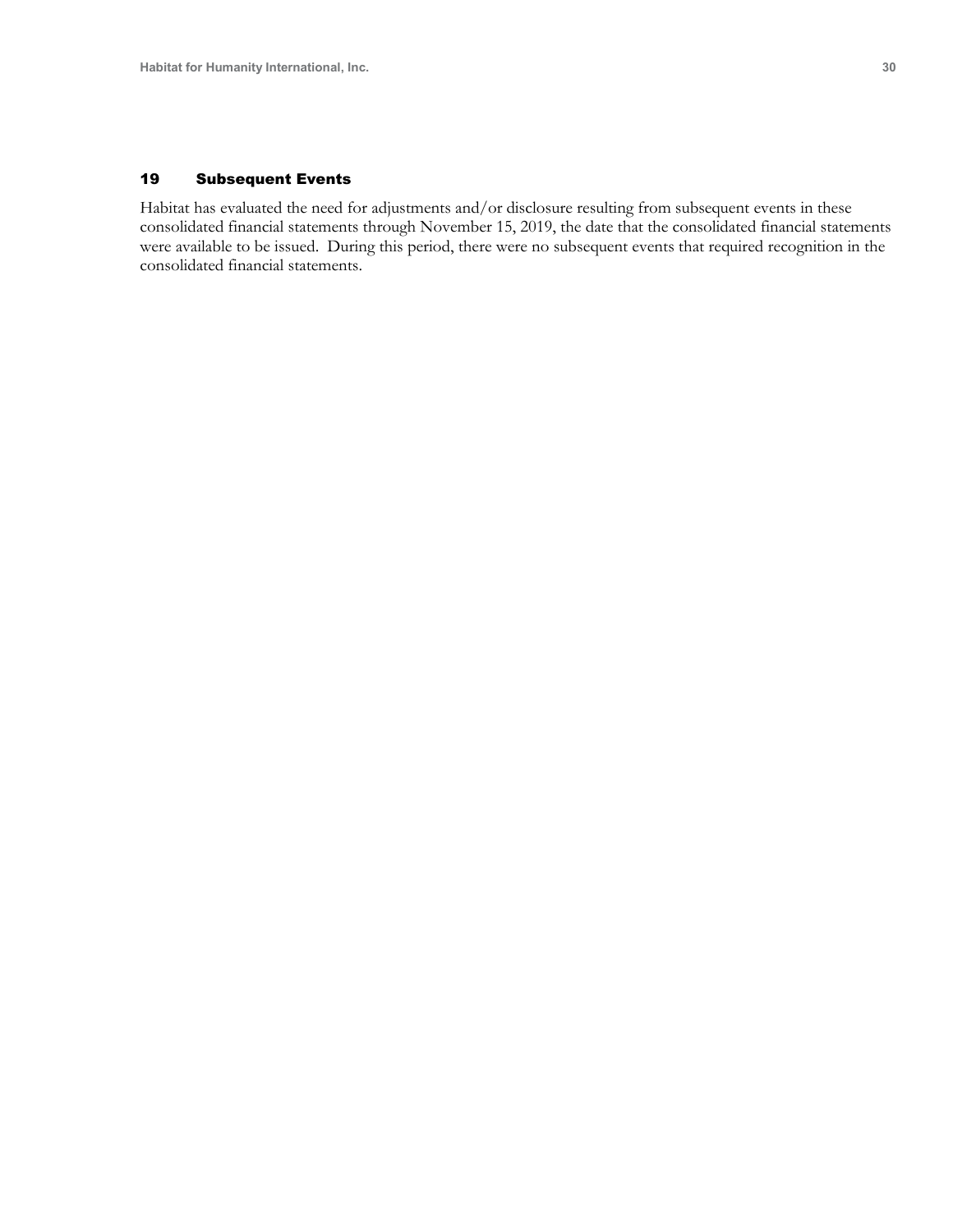## 19 Subsequent Events

Habitat has evaluated the need for adjustments and/or disclosure resulting from subsequent events in these consolidated financial statements through November 15, 2019, the date that the consolidated financial statements were available to be issued. During this period, there were no subsequent events that required recognition in the consolidated financial statements.